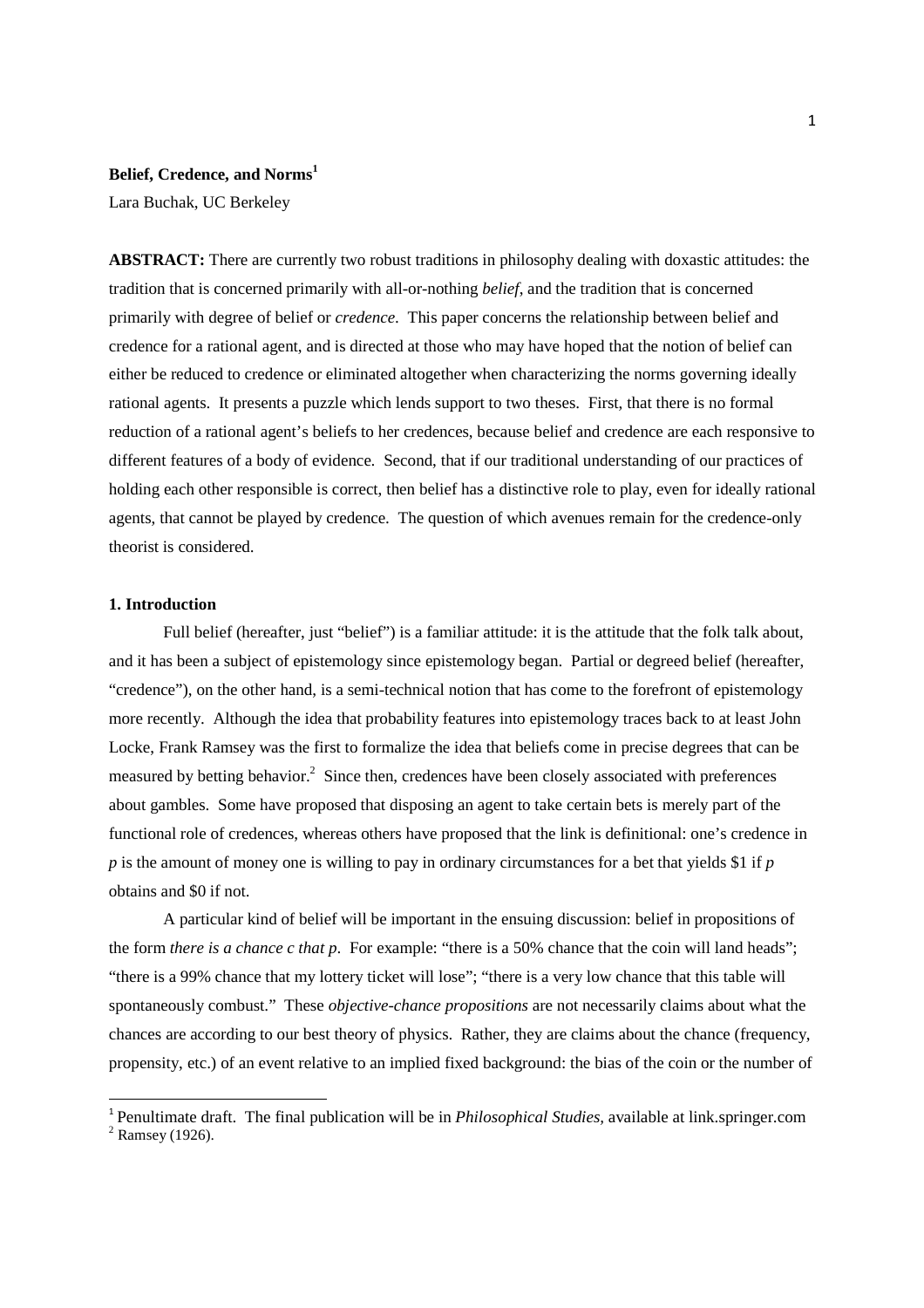**Belief, Credence, and Norms**[1]

Lara Buchak, UC Berkeley

**ABSTRACT:** There are currently two robust traditions in philosophy dealing with doxastic attitudes: the tradition that is concerned primarily with all-or-nothing *belief*, and the tradition that is concerned primarily with degree of belief or *credence*. This paper concerns the relationship between belief and credence for a rational agent, and is directed at those who may have hoped that the notion of belief can either be reduced to credence or eliminated altogether when characterizing the norms governing ideally rational agents. It presents a puzzle which lends support to two theses. First, that there is no formal reduction of a rational agent's beliefs to her credences, because belief and credence are each responsive to different features of a body of evidence. Second, that if our traditional understanding of our practices of holding each other responsible is correct, then belief has a distinctive role to play, even for ideally rational agents, that cannot be played by credence. The question of which avenues remain for the credence-only theorist is considered.

## 1. Introduction

Full belief (hereafter, just "belief") is a familiar attitude: it is the attitude that the folk talk about, and it has been a subject of epistemology since epistemology began. Partial or degreed belief (hereafter, "credence"), on the other hand, is a semi-technical notion that has come to the forefront of epistemology more recently. Although the idea that probability features into epistemology traces back to at least John Locke, Frank Ramsey was the first to formalize the idea that beliefs come in precise degrees that can be measured by betting behavior.[2] Since then, credences have been closely associated with preferences about gambles. Some have proposed that disposing an agent to take certain bets is merely part of the functional role of credences, whereas others have proposed that the link is definitional: one's credence in *p* is the amount of money one is willing to pay in ordinary circumstances for a bet that yields $1 if *p* obtains and $0 if not.

A particular kind of belief will be important in the ensuing discussion: belief in propositions of the form *there is a chance c that p*. For example: "there is a 50% chance that the coin will land heads"; "there is a 99% chance that my lottery ticket will lose"; "there is a very low chance that this table will spontaneously combust." These *objective-chance propositions* are not necessarily claims about what the chances are according to our best theory of physics. Rather, they are claims about the chance (frequency, propensity, etc.) of an event relative to an implied fixed background: the bias of the coin or the number of

---

[1] Penultimate draft. The final publication will be in *Philosophical Studies*, available at link.springer.com

[2] Ramsey (1926).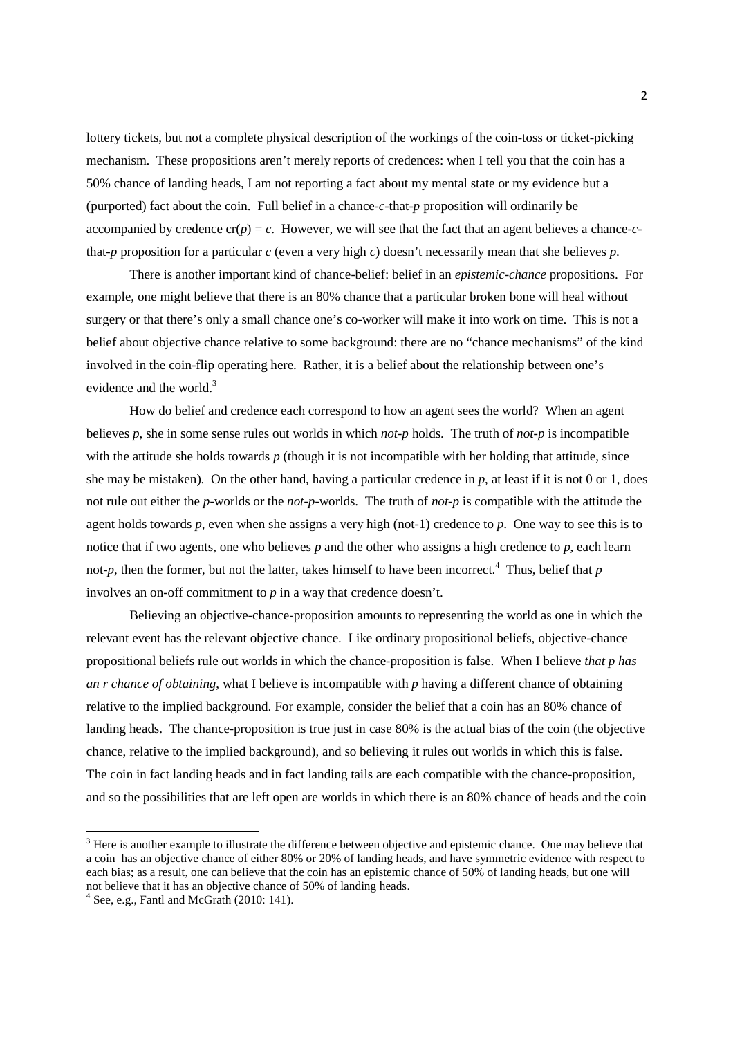lottery tickets, but not a complete physical description of the workings of the coin-toss or ticket-picking mechanism. These propositions aren't merely reports of credences: when I tell you that the coin has a 50% chance of landing heads, I am not reporting a fact about my mental state or my evidence but a (purported) fact about the coin. Full belief in a chance-*c*-that-*p* proposition will ordinarily be accompanied by credence $cr(p) = c$. However, we will see that the fact that an agent believes a chance-*c*-that-*p* proposition for a particular *c* (even a very high *c*) doesn't necessarily mean that she believes *p*.

There is another important kind of chance-belief: belief in an *epistemic-chance* propositions. For example, one might believe that there is an 80% chance that a particular broken bone will heal without surgery or that there's only a small chance one's co-worker will make it into work on time. This is not a belief about objective chance relative to some background: there are no "chance mechanisms" of the kind involved in the coin-flip operating here. Rather, it is a belief about the relationship between one's evidence and the world.[3]

How do belief and credence each correspond to how an agent sees the world? When an agent believes *p*, she in some sense rules out worlds in which *not-p* holds. The truth of *not-p* is incompatible with the attitude she holds towards *p* (though it is not incompatible with her holding that attitude, since she may be mistaken). On the other hand, having a particular credence in *p*, at least if it is not 0 or 1, does not rule out either the *p*-worlds or the *not-p*-worlds. The truth of *not-p* is compatible with the attitude the agent holds towards *p*, even when she assigns a very high (not-1) credence to *p*. One way to see this is to notice that if two agents, one who believes *p* and the other who assigns a high credence to *p*, each learn not-*p*, then the former, but not the latter, takes himself to have been incorrect.[4] Thus, belief that *p* involves an on-off commitment to *p* in a way that credence doesn't.

Believing an objective-chance-proposition amounts to representing the world as one in which the relevant event has the relevant objective chance. Like ordinary propositional beliefs, objective-chance propositional beliefs rule out worlds in which the chance-proposition is false. When I believe *that p has an r chance of obtaining*, what I believe is incompatible with *p* having a different chance of obtaining relative to the implied background. For example, consider the belief that a coin has an 80% chance of landing heads. The chance-proposition is true just in case 80% is the actual bias of the coin (the objective chance, relative to the implied background), and so believing it rules out worlds in which this is false. The coin in fact landing heads and in fact landing tails are each compatible with the chance-proposition, and so the possibilities that are left open are worlds in which there is an 80% chance of heads and the coin

---

[3] Here is another example to illustrate the difference between objective and epistemic chance. One may believe that a coin has an objective chance of either 80% or 20% of landing heads, and have symmetric evidence with respect to each bias; as a result, one can believe that the coin has an epistemic chance of 50% of landing heads, but one will not believe that it has an objective chance of 50% of landing heads.

[4] See, e.g., Fantl and McGrath (2010: 141).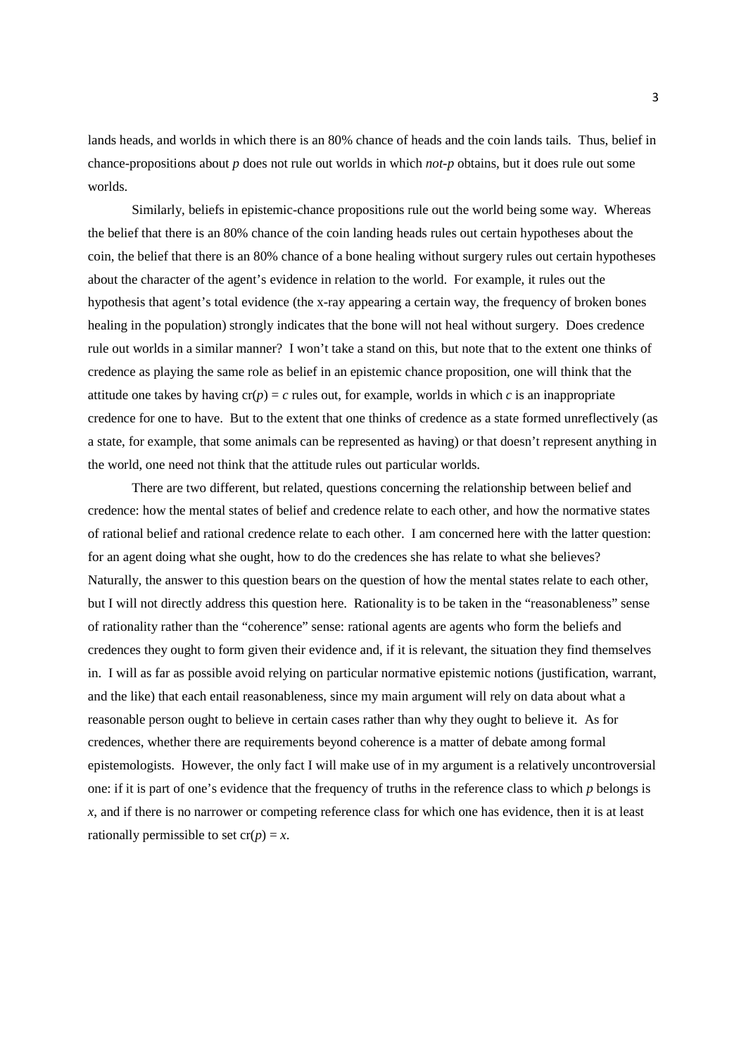lands heads, and worlds in which there is an 80% chance of heads and the coin lands tails. Thus, belief in chance-propositions about *p* does not rule out worlds in which *not-p* obtains, but it does rule out some worlds.

Similarly, beliefs in epistemic-chance propositions rule out the world being some way. Whereas the belief that there is an 80% chance of the coin landing heads rules out certain hypotheses about the coin, the belief that there is an 80% chance of a bone healing without surgery rules out certain hypotheses about the character of the agent's evidence in relation to the world. For example, it rules out the hypothesis that agent's total evidence (the x-ray appearing a certain way, the frequency of broken bones healing in the population) strongly indicates that the bone will not heal without surgery. Does credence rule out worlds in a similar manner? I won't take a stand on this, but note that to the extent one thinks of credence as playing the same role as belief in an epistemic chance proposition, one will think that the attitude one takes by having $cr(p) = c$ rules out, for example, worlds in which $c$ is an inappropriate credence for one to have. But to the extent that one thinks of credence as a state formed unreflectively (as a state, for example, that some animals can be represented as having) or that doesn't represent anything in the world, one need not think that the attitude rules out particular worlds.

There are two different, but related, questions concerning the relationship between belief and credence: how the mental states of belief and credence relate to each other, and how the normative states of rational belief and rational credence relate to each other. I am concerned here with the latter question: for an agent doing what she ought, how to do the credences she has relate to what she believes? Naturally, the answer to this question bears on the question of how the mental states relate to each other, but I will not directly address this question here. Rationality is to be taken in the "reasonableness" sense of rationality rather than the "coherence" sense: rational agents are agents who form the beliefs and credences they ought to form given their evidence and, if it is relevant, the situation they find themselves in. I will as far as possible avoid relying on particular normative epistemic notions (justification, warrant, and the like) that each entail reasonableness, since my main argument will rely on data about what a reasonable person ought to believe in certain cases rather than why they ought to believe it. As for credences, whether there are requirements beyond coherence is a matter of debate among formal epistemologists. However, the only fact I will make use of in my argument is a relatively uncontroversial one: if it is part of one's evidence that the frequency of truths in the reference class to which $p$ belongs is $x$, and if there is no narrower or competing reference class for which one has evidence, then it is at least rationally permissible to set $cr(p) = x$.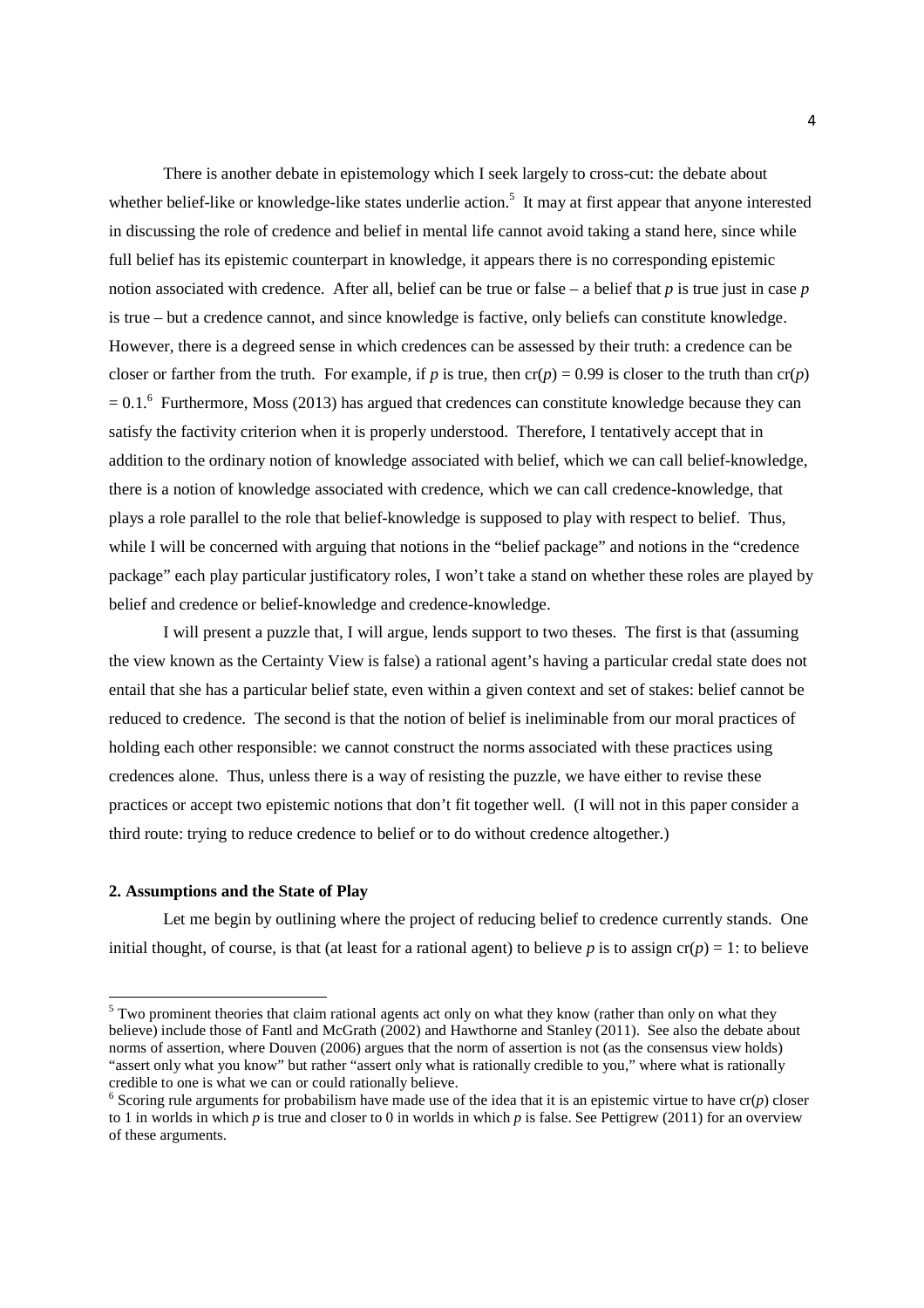There is another debate in epistemology which I seek largely to cross-cut: the debate about whether belief-like or knowledge-like states underlie action.[5] It may at first appear that anyone interested in discussing the role of credence and belief in mental life cannot avoid taking a stand here, since while full belief has its epistemic counterpart in knowledge, it appears there is no corresponding epistemic notion associated with credence. After all, belief can be true or false – a belief that *p* is true just in case *p* is true – but a credence cannot, and since knowledge is factive, only beliefs can constitute knowledge. However, there is a degreed sense in which credences can be assessed by their truth: a credence can be closer or farther from the truth. For example, if *p* is true, then $cr(p) = 0.99$ is closer to the truth than $cr(p) = 0.1$.[6] Furthermore, Moss (2013) has argued that credences can constitute knowledge because they can satisfy the factivity criterion when it is properly understood. Therefore, I tentatively accept that in addition to the ordinary notion of knowledge associated with belief, which we can call belief-knowledge, there is a notion of knowledge associated with credence, which we can call credence-knowledge, that plays a role parallel to the role that belief-knowledge is supposed to play with respect to belief. Thus, while I will be concerned with arguing that notions in the "belief package" and notions in the "credence package" each play particular justificatory roles, I won't take a stand on whether these roles are played by belief and credence or belief-knowledge and credence-knowledge.

I will present a puzzle that, I will argue, lends support to two theses. The first is that (assuming the view known as the Certainty View is false) a rational agent's having a particular credal state does not entail that she has a particular belief state, even within a given context and set of stakes: belief cannot be reduced to credence. The second is that the notion of belief is ineliminable from our moral practices of holding each other responsible: we cannot construct the norms associated with these practices using credences alone. Thus, unless there is a way of resisting the puzzle, we have either to revise these practices or accept two epistemic notions that don't fit together well. (I will not in this paper consider a third route: trying to reduce credence to belief or to do without credence altogether.)

## 2. Assumptions and the State of Play

Let me begin by outlining where the project of reducing belief to credence currently stands. One initial thought, of course, is that (at least for a rational agent) to believe *p* is to assign $cr(p) = 1$: to believe

---

[5] Two prominent theories that claim rational agents act only on what they know (rather than only on what they believe) include those of Fantl and McGrath (2002) and Hawthorne and Stanley (2011). See also the debate about norms of assertion, where Douven (2006) argues that the norm of assertion is not (as the consensus view holds) "assert only what you know" but rather "assert only what is rationally credible to you," where what is rationally credible to one is what we can or could rationally believe.

[6] Scoring rule arguments for probabilism have made use of the idea that it is an epistemic virtue to have $cr(p)$ closer to 1 in worlds in which *p* is true and closer to 0 in worlds in which *p* is false. See Pettigrew (2011) for an overview of these arguments.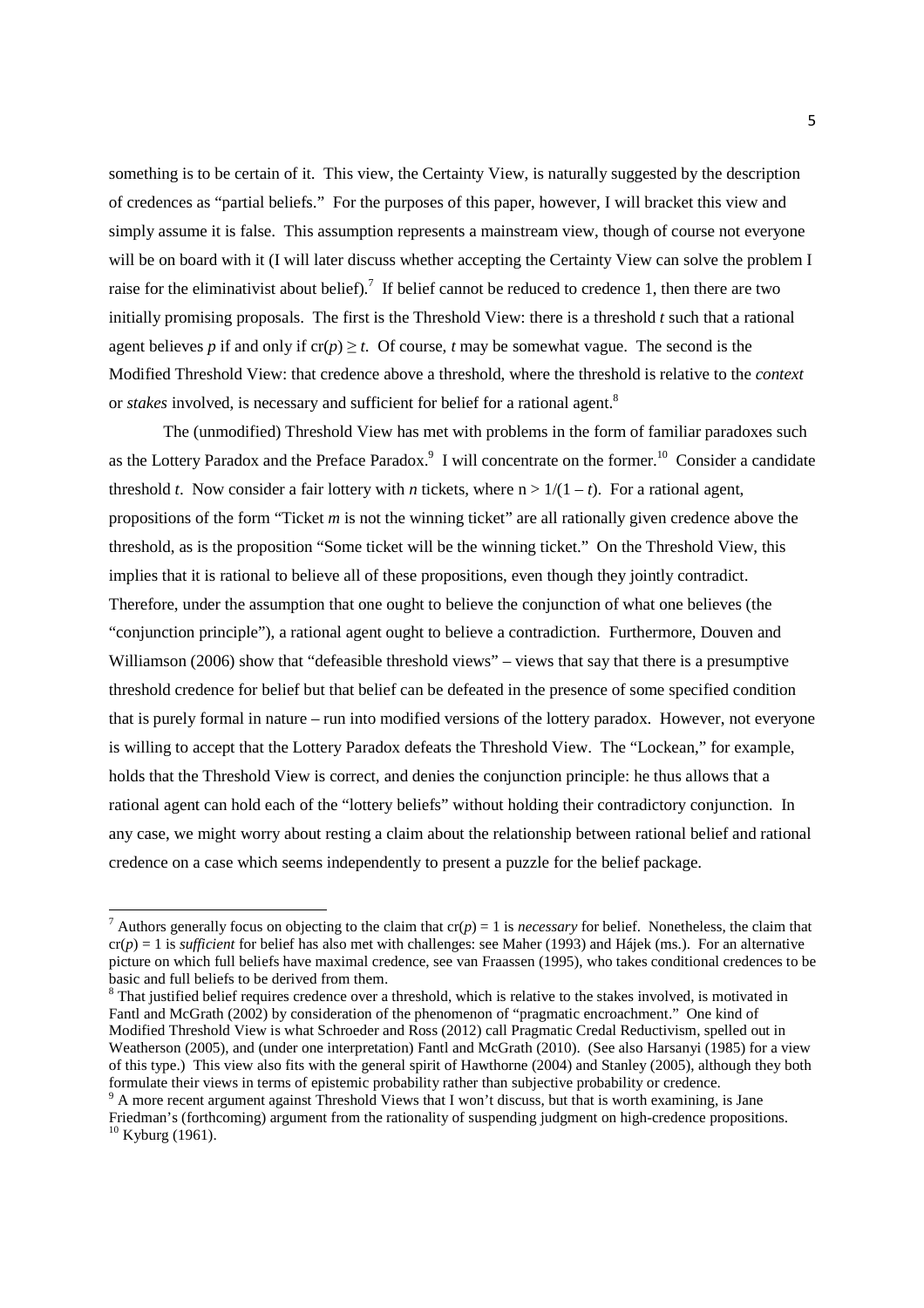something is to be certain of it. This view, the Certainty View, is naturally suggested by the description of credences as "partial beliefs." For the purposes of this paper, however, I will bracket this view and simply assume it is false. This assumption represents a mainstream view, though of course not everyone will be on board with it (I will later discuss whether accepting the Certainty View can solve the problem I raise for the eliminativist about belief).[7] If belief cannot be reduced to credence 1, then there are two initially promising proposals. The first is the Threshold View: there is a threshold $t$ such that a rational agent believes $p$ if and only if $cr(p) \geq t$. Of course, $t$ may be somewhat vague. The second is the Modified Threshold View: that credence above a threshold, where the threshold is relative to the *context* or *stakes* involved, is necessary and sufficient for belief for a rational agent.[8]

The (unmodified) Threshold View has met with problems in the form of familiar paradoxes such as the Lottery Paradox and the Preface Paradox.[9] I will concentrate on the former.[10] Consider a candidate threshold $t$. Now consider a fair lottery with $n$ tickets, where $n > 1/(1 - t)$. For a rational agent, propositions of the form "Ticket $m$ is not the winning ticket" are all rationally given credence above the threshold, as is the proposition "Some ticket will be the winning ticket." On the Threshold View, this implies that it is rational to believe all of these propositions, even though they jointly contradict. Therefore, under the assumption that one ought to believe the conjunction of what one believes (the "conjunction principle"), a rational agent ought to believe a contradiction. Furthermore, Douven and Williamson (2006) show that "defeasible threshold views" – views that say that there is a presumptive threshold credence for belief but that belief can be defeated in the presence of some specified condition that is purely formal in nature – run into modified versions of the lottery paradox. However, not everyone is willing to accept that the Lottery Paradox defeats the Threshold View. The "Lockean," for example, holds that the Threshold View is correct, and denies the conjunction principle: he thus allows that a rational agent can hold each of the "lottery beliefs" without holding their contradictory conjunction. In any case, we might worry about resting a claim about the relationship between rational belief and rational credence on a case which seems independently to present a puzzle for the belief package.

---

[7] Authors generally focus on objecting to the claim that $cr(p) = 1$ is *necessary* for belief. Nonetheless, the claim that $cr(p) = 1$ is *sufficient* for belief has also met with challenges: see Maher (1993) and Hájek (ms.). For an alternative picture on which full beliefs have maximal credence, see van Fraassen (1995), who takes conditional credences to be basic and full beliefs to be derived from them.

[8] That justified belief requires credence over a threshold, which is relative to the stakes involved, is motivated in Fantl and McGrath (2002) by consideration of the phenomenon of "pragmatic encroachment." One kind of Modified Threshold View is what Schroeder and Ross (2012) call Pragmatic Credal Reductivism, spelled out in Weatherson (2005), and (under one interpretation) Fantl and McGrath (2010). (See also Harsanyi (1985) for a view of this type.) This view also fits with the general spirit of Hawthorne (2004) and Stanley (2005), although they both formulate their views in terms of epistemic probability rather than subjective probability or credence.

[9] A more recent argument against Threshold Views that I won't discuss, but that is worth examining, is Jane Friedman's (forthcoming) argument from the rationality of suspending judgment on high-credence propositions.

[10] Kyburg (1961).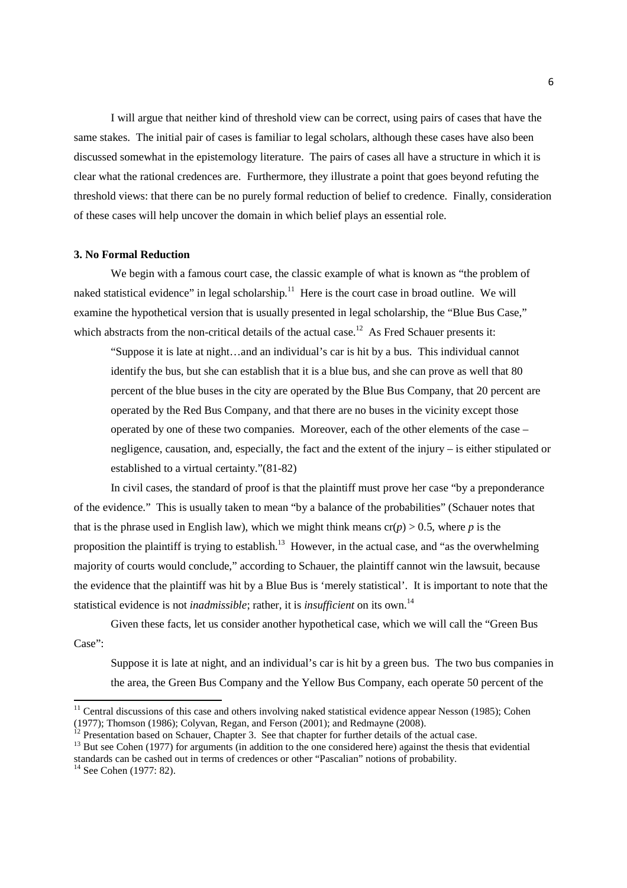I will argue that neither kind of threshold view can be correct, using pairs of cases that have the same stakes. The initial pair of cases is familiar to legal scholars, although these cases have also been discussed somewhat in the epistemology literature. The pairs of cases all have a structure in which it is clear what the rational credences are. Furthermore, they illustrate a point that goes beyond refuting the threshold views: that there can be no purely formal reduction of belief to credence. Finally, consideration of these cases will help uncover the domain in which belief plays an essential role.

### 3. No Formal Reduction

We begin with a famous court case, the classic example of what is known as "the problem of naked statistical evidence" in legal scholarship.[11] Here is the court case in broad outline. We will examine the hypothetical version that is usually presented in legal scholarship, the "Blue Bus Case," which abstracts from the non-critical details of the actual case.[12] As Fred Schauer presents it:

> "Suppose it is late at night…and an individual's car is hit by a bus. This individual cannot identify the bus, but she can establish that it is a blue bus, and she can prove as well that 80 percent of the blue buses in the city are operated by the Blue Bus Company, that 20 percent are operated by the Red Bus Company, and that there are no buses in the vicinity except those operated by one of these two companies. Moreover, each of the other elements of the case – negligence, causation, and, especially, the fact and the extent of the injury – is either stipulated or established to a virtual certainty."(81-82)

In civil cases, the standard of proof is that the plaintiff must prove her case "by a preponderance of the evidence." This is usually taken to mean "by a balance of the probabilities" (Schauer notes that that is the phrase used in English law), which we might think means $\mathrm{cr}(p) > 0.5$, where $p$ is the proposition the plaintiff is trying to establish.[13] However, in the actual case, and "as the overwhelming majority of courts would conclude," according to Schauer, the plaintiff cannot win the lawsuit, because the evidence that the plaintiff was hit by a Blue Bus is 'merely statistical'. It is important to note that the statistical evidence is not *inadmissible*; rather, it is *insufficient* on its own.[14]

Given these facts, let us consider another hypothetical case, which we will call the "Green Bus Case":

> Suppose it is late at night, and an individual's car is hit by a green bus. The two bus companies in the area, the Green Bus Company and the Yellow Bus Company, each operate 50 percent of the

---

[11] Central discussions of this case and others involving naked statistical evidence appear Nesson (1985); Cohen (1977); Thomson (1986); Colyvan, Regan, and Ferson (2001); and Redmayne (2008).

[12] Presentation based on Schauer, Chapter 3. See that chapter for further details of the actual case.

[13] But see Cohen (1977) for arguments (in addition to the one considered here) against the thesis that evidential standards can be cashed out in terms of credences or other "Pascalian" notions of probability.

[14] See Cohen (1977: 82).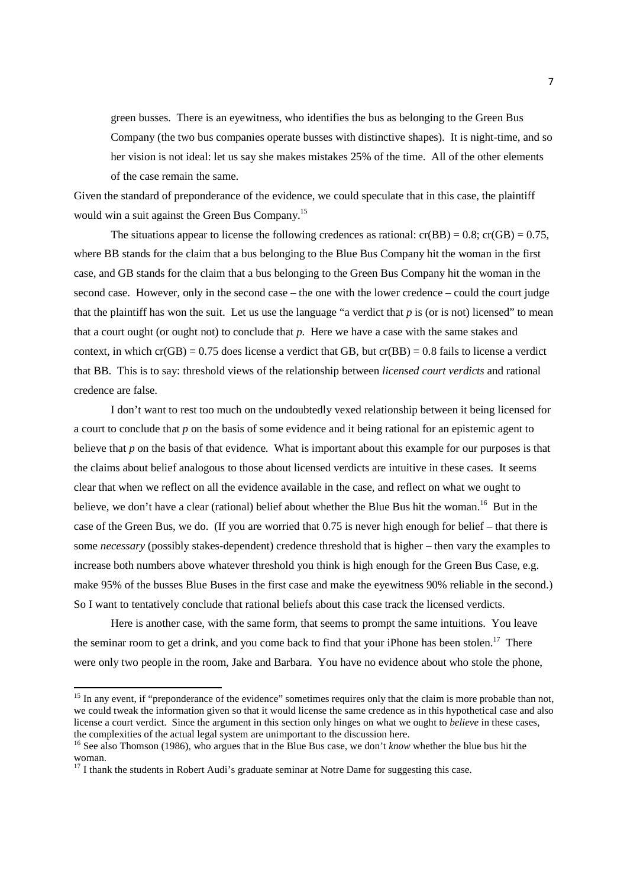green busses. There is an eyewitness, who identifies the bus as belonging to the Green Bus Company (the two bus companies operate busses with distinctive shapes). It is night-time, and so her vision is not ideal: let us say she makes mistakes 25% of the time. All of the other elements of the case remain the same.

Given the standard of preponderance of the evidence, we could speculate that in this case, the plaintiff would win a suit against the Green Bus Company.[15]

The situations appear to license the following credences as rational: cr(BB) = 0.8; cr(GB) = 0.75, where BB stands for the claim that a bus belonging to the Blue Bus Company hit the woman in the first case, and GB stands for the claim that a bus belonging to the Green Bus Company hit the woman in the second case. However, only in the second case – the one with the lower credence – could the court judge that the plaintiff has won the suit. Let us use the language "a verdict that *p* is (or is not) licensed" to mean that a court ought (or ought not) to conclude that *p*. Here we have a case with the same stakes and context, in which cr(GB) = 0.75 does license a verdict that GB, but cr(BB) = 0.8 fails to license a verdict that BB. This is to say: threshold views of the relationship between *licensed court verdicts* and rational credence are false.

I don't want to rest too much on the undoubtedly vexed relationship between it being licensed for a court to conclude that *p* on the basis of some evidence and it being rational for an epistemic agent to believe that *p* on the basis of that evidence. What is important about this example for our purposes is that the claims about belief analogous to those about licensed verdicts are intuitive in these cases. It seems clear that when we reflect on all the evidence available in the case, and reflect on what we ought to believe, we don't have a clear (rational) belief about whether the Blue Bus hit the woman.[16] But in the case of the Green Bus, we do. (If you are worried that 0.75 is never high enough for belief – that there is some *necessary* (possibly stakes-dependent) credence threshold that is higher – then vary the examples to increase both numbers above whatever threshold you think is high enough for the Green Bus Case, e.g. make 95% of the busses Blue Buses in the first case and make the eyewitness 90% reliable in the second.) So I want to tentatively conclude that rational beliefs about this case track the licensed verdicts.

Here is another case, with the same form, that seems to prompt the same intuitions. You leave the seminar room to get a drink, and you come back to find that your iPhone has been stolen.[17] There were only two people in the room, Jake and Barbara. You have no evidence about who stole the phone,

---

[15] In any event, if "preponderance of the evidence" sometimes requires only that the claim is more probable than not, we could tweak the information given so that it would license the same credence as in this hypothetical case and also license a court verdict. Since the argument in this section only hinges on what we ought to *believe* in these cases, the complexities of the actual legal system are unimportant to the discussion here.

[16] See also Thomson (1986), who argues that in the Blue Bus case, we don't *know* whether the blue bus hit the woman.

[17] I thank the students in Robert Audi's graduate seminar at Notre Dame for suggesting this case.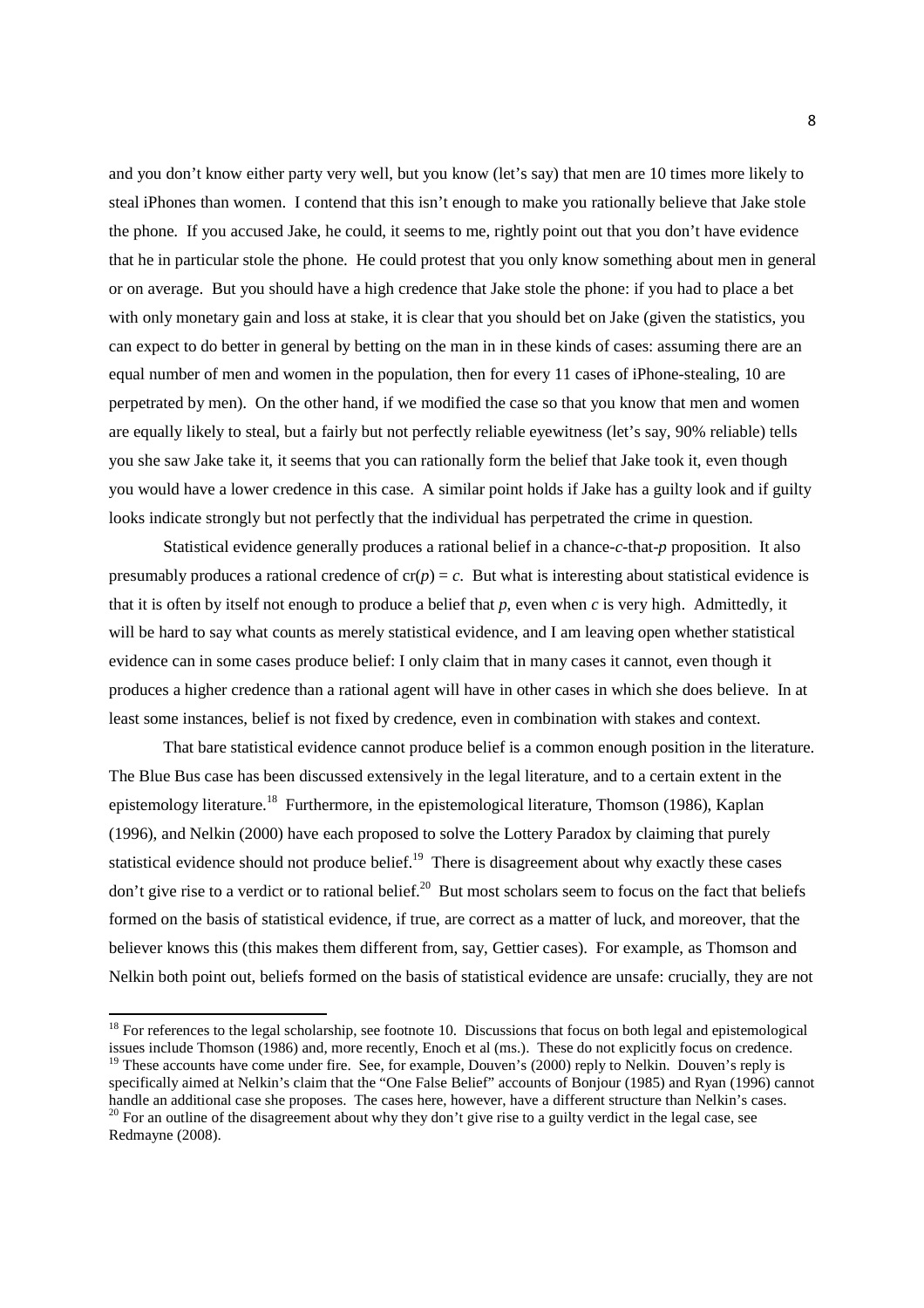and you don't know either party very well, but you know (let's say) that men are 10 times more likely to steal iPhones than women. I contend that this isn't enough to make you rationally believe that Jake stole the phone. If you accused Jake, he could, it seems to me, rightly point out that you don't have evidence that he in particular stole the phone. He could protest that you only know something about men in general or on average. But you should have a high credence that Jake stole the phone: if you had to place a bet with only monetary gain and loss at stake, it is clear that you should bet on Jake (given the statistics, you can expect to do better in general by betting on the man in in these kinds of cases: assuming there are an equal number of men and women in the population, then for every 11 cases of iPhone-stealing, 10 are perpetrated by men). On the other hand, if we modified the case so that you know that men and women are equally likely to steal, but a fairly but not perfectly reliable eyewitness (let's say, 90% reliable) tells you she saw Jake take it, it seems that you can rationally form the belief that Jake took it, even though you would have a lower credence in this case. A similar point holds if Jake has a guilty look and if guilty looks indicate strongly but not perfectly that the individual has perpetrated the crime in question.

Statistical evidence generally produces a rational belief in a chance-*c*-that-*p* proposition. It also presumably produces a rational credence of $cr(p) = c$. But what is interesting about statistical evidence is that it is often by itself not enough to produce a belief that *p*, even when *c* is very high. Admittedly, it will be hard to say what counts as merely statistical evidence, and I am leaving open whether statistical evidence can in some cases produce belief: I only claim that in many cases it cannot, even though it produces a higher credence than a rational agent will have in other cases in which she does believe. In at least some instances, belief is not fixed by credence, even in combination with stakes and context.

That bare statistical evidence cannot produce belief is a common enough position in the literature. The Blue Bus case has been discussed extensively in the legal literature, and to a certain extent in the epistemology literature.[18] Furthermore, in the epistemological literature, Thomson (1986), Kaplan (1996), and Nelkin (2000) have each proposed to solve the Lottery Paradox by claiming that purely statistical evidence should not produce belief.[19] There is disagreement about why exactly these cases don't give rise to a verdict or to rational belief.[20] But most scholars seem to focus on the fact that beliefs formed on the basis of statistical evidence, if true, are correct as a matter of luck, and moreover, that the believer knows this (this makes them different from, say, Gettier cases). For example, as Thomson and Nelkin both point out, beliefs formed on the basis of statistical evidence are unsafe: crucially, they are not

---

[18] For references to the legal scholarship, see footnote 10. Discussions that focus on both legal and epistemological issues include Thomson (1986) and, more recently, Enoch et al (ms.). These do not explicitly focus on credence.

[19] These accounts have come under fire. See, for example, Douven's (2000) reply to Nelkin. Douven's reply is specifically aimed at Nelkin's claim that the "One False Belief" accounts of Bonjour (1985) and Ryan (1996) cannot handle an additional case she proposes. The cases here, however, have a different structure than Nelkin's cases.

[20] For an outline of the disagreement about why they don't give rise to a guilty verdict in the legal case, see Redmayne (2008).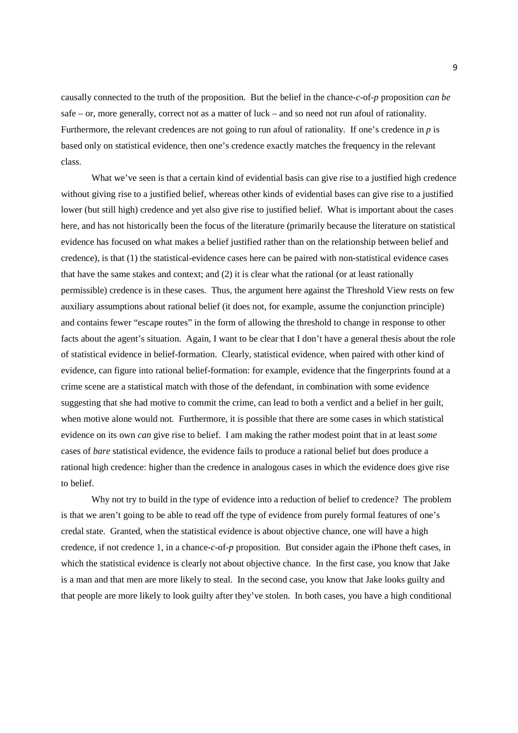causally connected to the truth of the proposition. But the belief in the chance-*c*-of-*p* proposition *can be* safe – or, more generally, correct not as a matter of luck – and so need not run afoul of rationality. Furthermore, the relevant credences are not going to run afoul of rationality. If one's credence in *p* is based only on statistical evidence, then one's credence exactly matches the frequency in the relevant class.

What we've seen is that a certain kind of evidential basis can give rise to a justified high credence without giving rise to a justified belief, whereas other kinds of evidential bases can give rise to a justified lower (but still high) credence and yet also give rise to justified belief. What is important about the cases here, and has not historically been the focus of the literature (primarily because the literature on statistical evidence has focused on what makes a belief justified rather than on the relationship between belief and credence), is that (1) the statistical-evidence cases here can be paired with non-statistical evidence cases that have the same stakes and context; and (2) it is clear what the rational (or at least rationally permissible) credence is in these cases. Thus, the argument here against the Threshold View rests on few auxiliary assumptions about rational belief (it does not, for example, assume the conjunction principle) and contains fewer "escape routes" in the form of allowing the threshold to change in response to other facts about the agent's situation. Again, I want to be clear that I don't have a general thesis about the role of statistical evidence in belief-formation. Clearly, statistical evidence, when paired with other kind of evidence, can figure into rational belief-formation: for example, evidence that the fingerprints found at a crime scene are a statistical match with those of the defendant, in combination with some evidence suggesting that she had motive to commit the crime, can lead to both a verdict and a belief in her guilt, when motive alone would not. Furthermore, it is possible that there are some cases in which statistical evidence on its own *can* give rise to belief. I am making the rather modest point that in at least *some* cases of *bare* statistical evidence, the evidence fails to produce a rational belief but does produce a rational high credence: higher than the credence in analogous cases in which the evidence does give rise to belief.

Why not try to build in the type of evidence into a reduction of belief to credence? The problem is that we aren't going to be able to read off the type of evidence from purely formal features of one's credal state. Granted, when the statistical evidence is about objective chance, one will have a high credence, if not credence 1, in a chance-*c*-of-*p* proposition. But consider again the iPhone theft cases, in which the statistical evidence is clearly not about objective chance. In the first case, you know that Jake is a man and that men are more likely to steal. In the second case, you know that Jake looks guilty and that people are more likely to look guilty after they've stolen. In both cases, you have a high conditional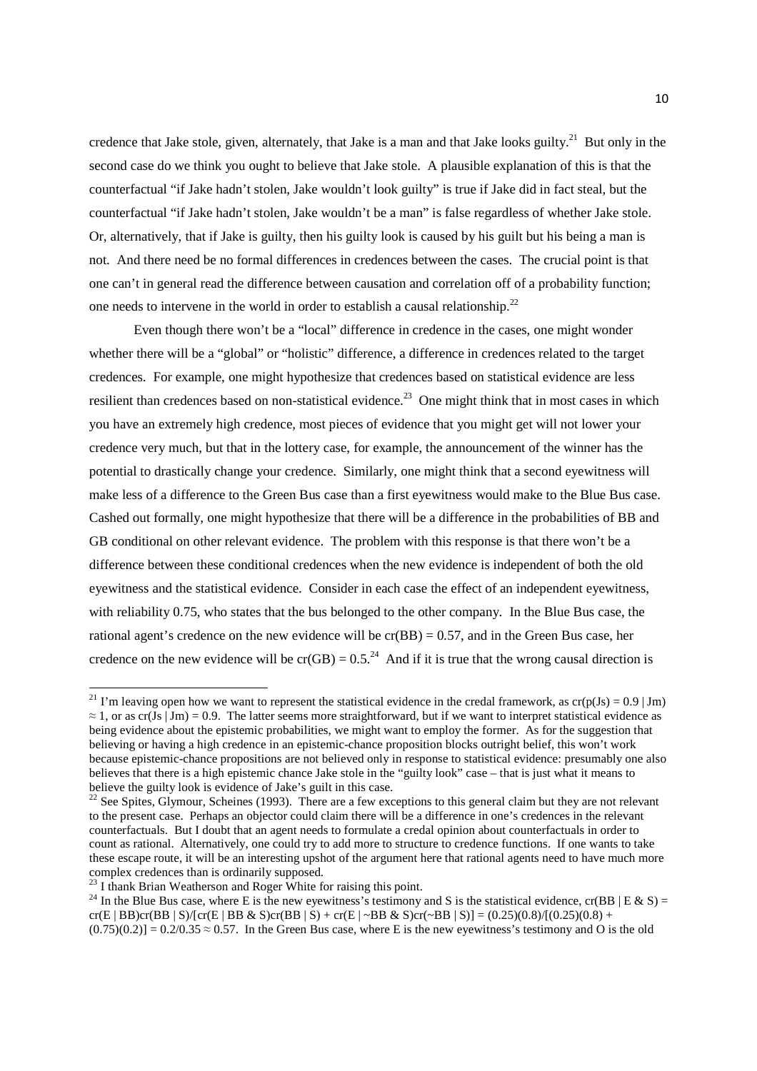credence that Jake stole, given, alternately, that Jake is a man and that Jake looks guilty.[21] But only in the second case do we think you ought to believe that Jake stole. A plausible explanation of this is that the counterfactual "if Jake hadn't stolen, Jake wouldn't look guilty" is true if Jake did in fact steal, but the counterfactual "if Jake hadn't stolen, Jake wouldn't be a man" is false regardless of whether Jake stole. Or, alternatively, that if Jake is guilty, then his guilty look is caused by his guilt but his being a man is not. And there need be no formal differences in credences between the cases. The crucial point is that one can't in general read the difference between causation and correlation off of a probability function; one needs to intervene in the world in order to establish a causal relationship.[22]

Even though there won't be a "local" difference in credence in the cases, one might wonder whether there will be a "global" or "holistic" difference, a difference in credences related to the target credences. For example, one might hypothesize that credences based on statistical evidence are less resilient than credences based on non-statistical evidence.[23] One might think that in most cases in which you have an extremely high credence, most pieces of evidence that you might get will not lower your credence very much, but that in the lottery case, for example, the announcement of the winner has the potential to drastically change your credence. Similarly, one might think that a second eyewitness will make less of a difference to the Green Bus case than a first eyewitness would make to the Blue Bus case. Cashed out formally, one might hypothesize that there will be a difference in the probabilities of BB and GB conditional on other relevant evidence. The problem with this response is that there won't be a difference between these conditional credences when the new evidence is independent of both the old eyewitness and the statistical evidence. Consider in each case the effect of an independent eyewitness, with reliability 0.75, who states that the bus belonged to the other company. In the Blue Bus case, the rational agent's credence on the new evidence will be $cr(BB) = 0.57$, and in the Green Bus case, her credence on the new evidence will be $cr(GB) = 0.5$.[24] And if it is true that the wrong causal direction is

---

[21] I'm leaving open how we want to represent the statistical evidence in the credal framework, as $cr(p(Js) = 0.9 \mid Jm) \approx 1$, or as $cr(Js \mid Jm) = 0.9$. The latter seems more straightforward, but if we want to interpret statistical evidence as being evidence about the epistemic probabilities, we might want to employ the former. As for the suggestion that believing or having a high credence in an epistemic-chance proposition blocks outright belief, this won't work because epistemic-chance propositions are not believed only in response to statistical evidence: presumably one also believes that there is a high epistemic chance Jake stole in the "guilty look" case – that is just what it means to believe the guilty look is evidence of Jake's guilt in this case.

[22] See Spites, Glymour, Scheines (1993). There are a few exceptions to this general claim but they are not relevant to the present case. Perhaps an objector could claim there will be a difference in one's credences in the relevant counterfactuals. But I doubt that an agent needs to formulate a credal opinion about counterfactuals in order to count as rational. Alternatively, one could try to add more to structure to credence functions. If one wants to take these escape route, it will be an interesting upshot of the argument here that rational agents need to have much more complex credences than is ordinarily supposed.

[23] I thank Brian Weatherson and Roger White for raising this point.

[24] In the Blue Bus case, where E is the new eyewitness's testimony and S is the statistical evidence, $cr(BB \mid E \& S) = cr(E \mid BB)cr(BB \mid S)/[cr(E \mid BB \& S)cr(BB \mid S) + cr(E \mid {\sim}BB \& S)cr({\sim}BB \mid S)] = (0.25)(0.8)/[(0.25)(0.8) + (0.75)(0.2)] = 0.2/0.35 \approx 0.57$. In the Green Bus case, where E is the new eyewitness's testimony and O is the old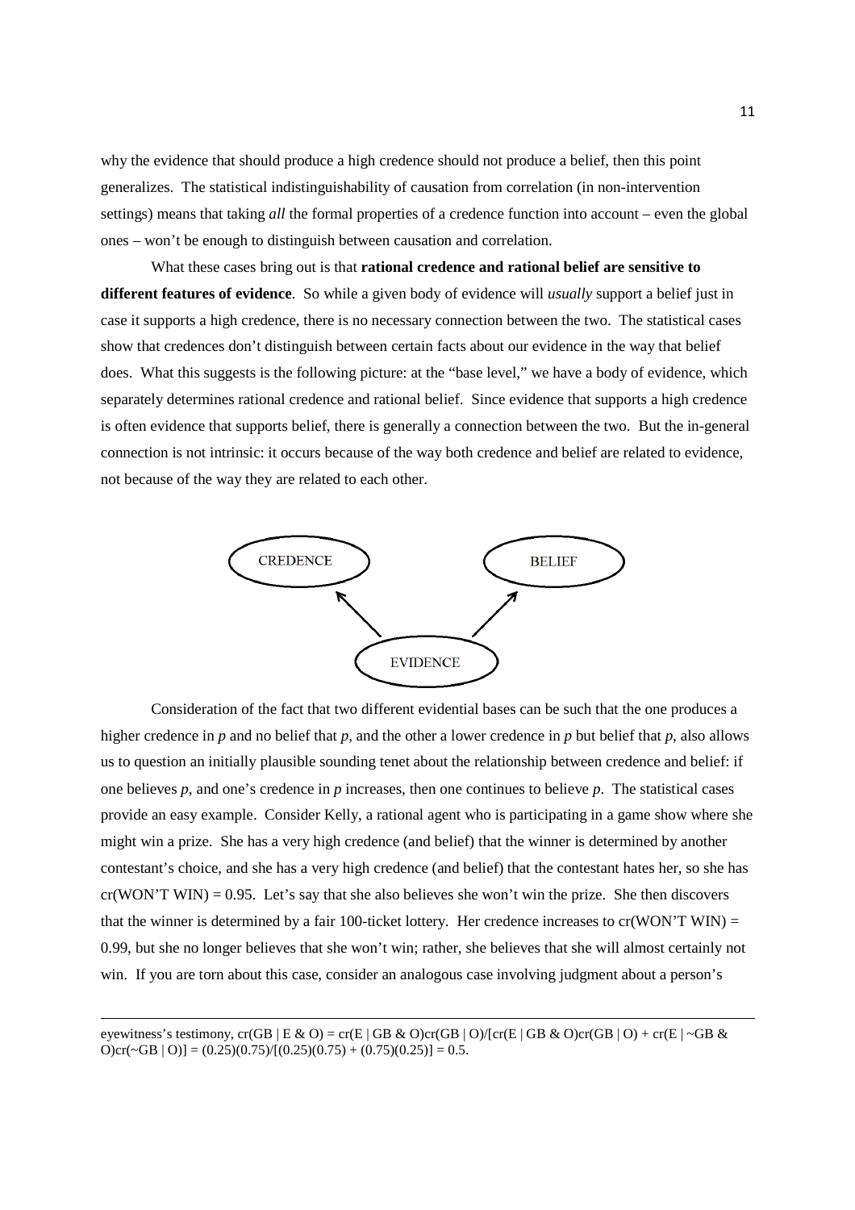why the evidence that should produce a high credence should not produce a belief, then this point generalizes. The statistical indistinguishability of causation from correlation (in non-intervention settings) means that taking *all* the formal properties of a credence function into account – even the global ones – won't be enough to distinguish between causation and correlation.

What these cases bring out is that **rational credence and rational belief are sensitive to different features of evidence**. So while a given body of evidence will *usually* support a belief just in case it supports a high credence, there is no necessary connection between the two. The statistical cases show that credences don't distinguish between certain facts about our evidence in the way that belief does. What this suggests is the following picture: at the "base level," we have a body of evidence, which separately determines rational credence and rational belief. Since evidence that supports a high credence is often evidence that supports belief, there is generally a connection between the two. But the in-general connection is not intrinsic: it occurs because of the way both credence and belief are related to evidence, not because of the way they are related to each other.

CREDENCE ← EVIDENCE → BELIEF

Consideration of the fact that two different evidential bases can be such that the one produces a higher credence in *p* and no belief that *p*, and the other a lower credence in *p* but belief that *p*, also allows us to question an initially plausible sounding tenet about the relationship between credence and belief: if one believes *p*, and one's credence in *p* increases, then one continues to believe *p*. The statistical cases provide an easy example. Consider Kelly, a rational agent who is participating in a game show where she might win a prize. She has a very high credence (and belief) that the winner is determined by another contestant's choice, and she has a very high credence (and belief) that the contestant hates her, so she has cr(WON'T WIN) = 0.95. Let's say that she also believes she won't win the prize. She then discovers that the winner is determined by a fair 100-ticket lottery. Her credence increases to cr(WON'T WIN) = 0.99, but she no longer believes that she won't win; rather, she believes that she will almost certainly not win. If you are torn about this case, consider an analogous case involving judgment about a person's

---

eyewitness's testimony, $cr(GB \mid E \,\&\, O) = cr(E \mid GB \,\&\, O)cr(GB \mid O)/[cr(E \mid GB \,\&\, O)cr(GB \mid O) + cr(E \mid {\sim}GB \,\&\, O)cr({\sim}GB \mid O)] = (0.25)(0.75)/[(0.25)(0.75) + (0.75)(0.25)] = 0.5$.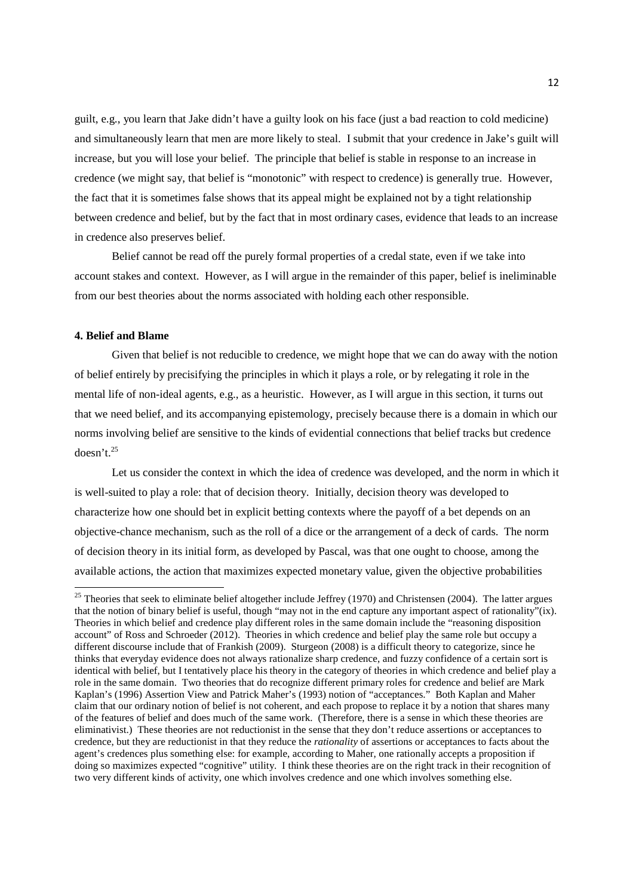guilt, e.g., you learn that Jake didn't have a guilty look on his face (just a bad reaction to cold medicine) and simultaneously learn that men are more likely to steal. I submit that your credence in Jake's guilt will increase, but you will lose your belief. The principle that belief is stable in response to an increase in credence (we might say, that belief is "monotonic" with respect to credence) is generally true. However, the fact that it is sometimes false shows that its appeal might be explained not by a tight relationship between credence and belief, but by the fact that in most ordinary cases, evidence that leads to an increase in credence also preserves belief.

Belief cannot be read off the purely formal properties of a credal state, even if we take into account stakes and context. However, as I will argue in the remainder of this paper, belief is ineliminable from our best theories about the norms associated with holding each other responsible.

## 4. Belief and Blame

Given that belief is not reducible to credence, we might hope that we can do away with the notion of belief entirely by precisifying the principles in which it plays a role, or by relegating it role in the mental life of non-ideal agents, e.g., as a heuristic. However, as I will argue in this section, it turns out that we need belief, and its accompanying epistemology, precisely because there is a domain in which our norms involving belief are sensitive to the kinds of evidential connections that belief tracks but credence doesn't.[25]

Let us consider the context in which the idea of credence was developed, and the norm in which it is well-suited to play a role: that of decision theory. Initially, decision theory was developed to characterize how one should bet in explicit betting contexts where the payoff of a bet depends on an objective-chance mechanism, such as the roll of a dice or the arrangement of a deck of cards. The norm of decision theory in its initial form, as developed by Pascal, was that one ought to choose, among the available actions, the action that maximizes expected monetary value, given the objective probabilities

---

[25] Theories that seek to eliminate belief altogether include Jeffrey (1970) and Christensen (2004). The latter argues that the notion of binary belief is useful, though "may not in the end capture any important aspect of rationality"(ix). Theories in which belief and credence play different roles in the same domain include the "reasoning disposition account" of Ross and Schroeder (2012). Theories in which credence and belief play the same role but occupy a different discourse include that of Frankish (2009). Sturgeon (2008) is a difficult theory to categorize, since he thinks that everyday evidence does not always rationalize sharp credence, and fuzzy confidence of a certain sort is identical with belief, but I tentatively place his theory in the category of theories in which credence and belief play a role in the same domain. Two theories that do recognize different primary roles for credence and belief are Mark Kaplan's (1996) Assertion View and Patrick Maher's (1993) notion of "acceptances." Both Kaplan and Maher claim that our ordinary notion of belief is not coherent, and each propose to replace it by a notion that shares many of the features of belief and does much of the same work. (Therefore, there is a sense in which these theories are eliminativist.) These theories are not reductionist in the sense that they don't reduce assertions or acceptances to credence, but they are reductionist in that they reduce the *rationality* of assertions or acceptances to facts about the agent's credences plus something else: for example, according to Maher, one rationally accepts a proposition if doing so maximizes expected "cognitive" utility. I think these theories are on the right track in their recognition of two very different kinds of activity, one which involves credence and one which involves something else.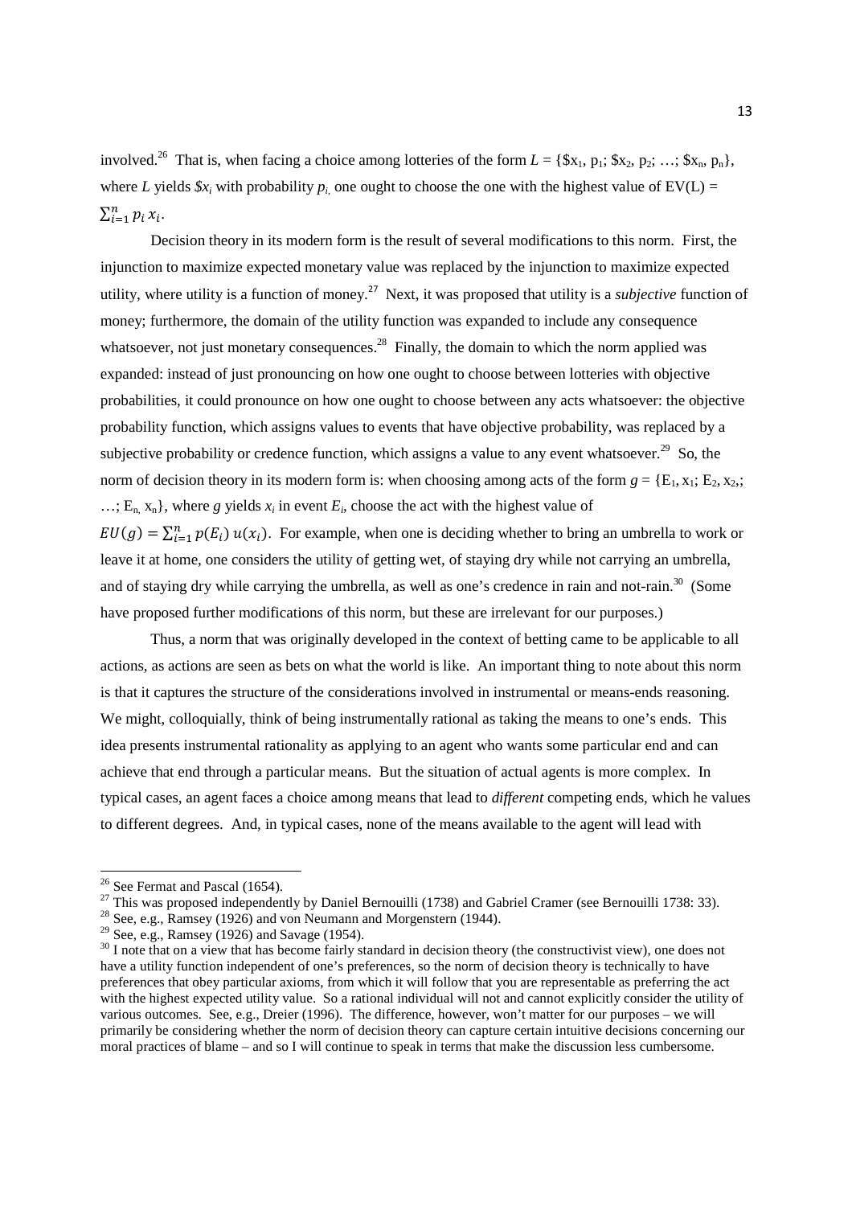involved.[26] That is, when facing a choice among lotteries of the form $L = \{\$x_1, p_1; \$x_2, p_2; \ldots; \$x_n, p_n\}$, where *L* yields $\$x_i$ with probability $p_i$, one ought to choose the one with the highest value of $EV(L) = \sum_{i=1}^{n} p_i\, x_i$.

Decision theory in its modern form is the result of several modifications to this norm. First, the injunction to maximize expected monetary value was replaced by the injunction to maximize expected utility, where utility is a function of money.[27] Next, it was proposed that utility is a *subjective* function of money; furthermore, the domain of the utility function was expanded to include any consequence whatsoever, not just monetary consequences.[28] Finally, the domain to which the norm applied was expanded: instead of just pronouncing on how one ought to choose between lotteries with objective probabilities, it could pronounce on how one ought to choose between any acts whatsoever: the objective probability function, which assigns values to events that have objective probability, was replaced by a subjective probability or credence function, which assigns a value to any event whatsoever.[29] So, the norm of decision theory in its modern form is: when choosing among acts of the form $g = \{E_1, x_1; E_2, x_2,; \ldots; E_n, x_n\}$, where *g* yields $x_i$ in event $E_i$, choose the act with the highest value of $EU(g) = \sum_{i=1}^{n} p(E_i)\, u(x_i)$. For example, when one is deciding whether to bring an umbrella to work or leave it at home, one considers the utility of getting wet, of staying dry while not carrying an umbrella, and of staying dry while carrying the umbrella, as well as one's credence in rain and not-rain.[30] (Some have proposed further modifications of this norm, but these are irrelevant for our purposes.)

Thus, a norm that was originally developed in the context of betting came to be applicable to all actions, as actions are seen as bets on what the world is like. An important thing to note about this norm is that it captures the structure of the considerations involved in instrumental or means-ends reasoning. We might, colloquially, think of being instrumentally rational as taking the means to one's ends. This idea presents instrumental rationality as applying to an agent who wants some particular end and can achieve that end through a particular means. But the situation of actual agents is more complex. In typical cases, an agent faces a choice among means that lead to *different* competing ends, which he values to different degrees. And, in typical cases, none of the means available to the agent will lead with

---

[26] See Fermat and Pascal (1654).

[27] This was proposed independently by Daniel Bernouilli (1738) and Gabriel Cramer (see Bernouilli 1738: 33).

[28] See, e.g., Ramsey (1926) and von Neumann and Morgenstern (1944).

[29] See, e.g., Ramsey (1926) and Savage (1954).

[30] I note that on a view that has become fairly standard in decision theory (the constructivist view), one does not have a utility function independent of one's preferences, so the norm of decision theory is technically to have preferences that obey particular axioms, from which it will follow that you are representable as preferring the act with the highest expected utility value. So a rational individual will not and cannot explicitly consider the utility of various outcomes. See, e.g., Dreier (1996). The difference, however, won't matter for our purposes – we will primarily be considering whether the norm of decision theory can capture certain intuitive decisions concerning our moral practices of blame – and so I will continue to speak in terms that make the discussion less cumbersome.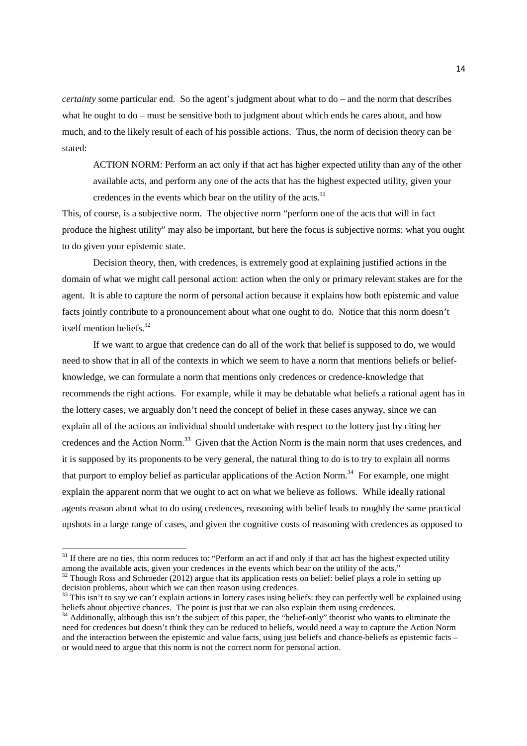*certainty* some particular end. So the agent's judgment about what to do – and the norm that describes what he ought to do – must be sensitive both to judgment about which ends he cares about, and how much, and to the likely result of each of his possible actions. Thus, the norm of decision theory can be stated:

> ACTION NORM: Perform an act only if that act has higher expected utility than any of the other available acts, and perform any one of the acts that has the highest expected utility, given your credences in the events which bear on the utility of the acts.[31]

This, of course, is a subjective norm. The objective norm "perform one of the acts that will in fact produce the highest utility" may also be important, but here the focus is subjective norms: what you ought to do given your epistemic state.

Decision theory, then, with credences, is extremely good at explaining justified actions in the domain of what we might call personal action: action when the only or primary relevant stakes are for the agent. It is able to capture the norm of personal action because it explains how both epistemic and value facts jointly contribute to a pronouncement about what one ought to do. Notice that this norm doesn't itself mention beliefs.[32]

If we want to argue that credence can do all of the work that belief is supposed to do, we would need to show that in all of the contexts in which we seem to have a norm that mentions beliefs or belief-knowledge, we can formulate a norm that mentions only credences or credence-knowledge that recommends the right actions. For example, while it may be debatable what beliefs a rational agent has in the lottery cases, we arguably don't need the concept of belief in these cases anyway, since we can explain all of the actions an individual should undertake with respect to the lottery just by citing her credences and the Action Norm.[33] Given that the Action Norm is the main norm that uses credences, and it is supposed by its proponents to be very general, the natural thing to do is to try to explain all norms that purport to employ belief as particular applications of the Action Norm.[34] For example, one might explain the apparent norm that we ought to act on what we believe as follows. While ideally rational agents reason about what to do using credences, reasoning with belief leads to roughly the same practical upshots in a large range of cases, and given the cognitive costs of reasoning with credences as opposed to

---

[31] If there are no ties, this norm reduces to: "Perform an act if and only if that act has the highest expected utility among the available acts, given your credences in the events which bear on the utility of the acts."

[32] Though Ross and Schroeder (2012) argue that its application rests on belief: belief plays a role in setting up decision problems, about which we can then reason using credences.

[33] This isn't to say we can't explain actions in lottery cases using beliefs: they can perfectly well be explained using beliefs about objective chances. The point is just that we can also explain them using credences.

[34] Additionally, although this isn't the subject of this paper, the "belief-only" theorist who wants to eliminate the need for credences but doesn't think they can be reduced to beliefs, would need a way to capture the Action Norm and the interaction between the epistemic and value facts, using just beliefs and chance-beliefs as epistemic facts – or would need to argue that this norm is not the correct norm for personal action.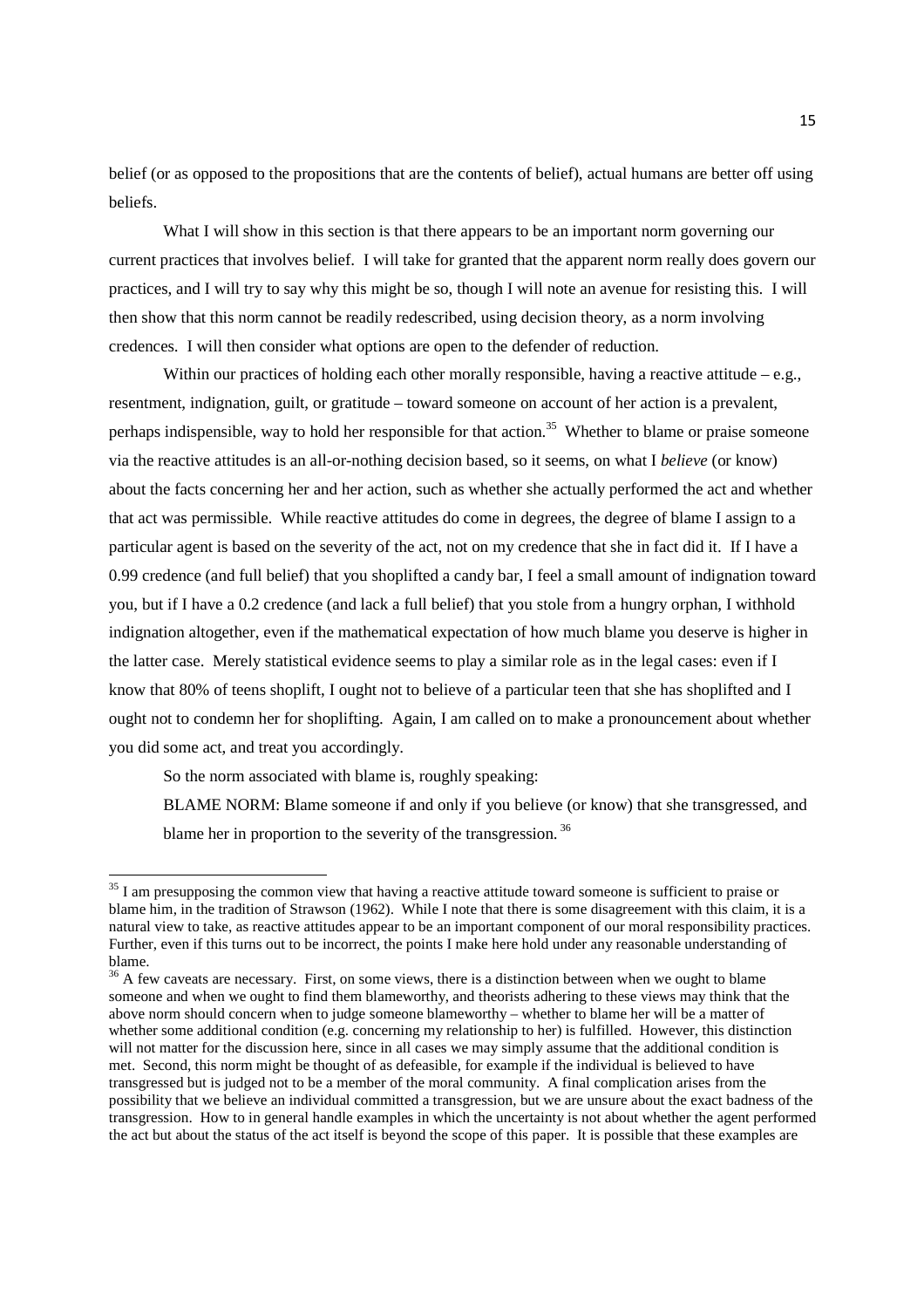belief (or as opposed to the propositions that are the contents of belief), actual humans are better off using beliefs.

What I will show in this section is that there appears to be an important norm governing our current practices that involves belief. I will take for granted that the apparent norm really does govern our practices, and I will try to say why this might be so, though I will note an avenue for resisting this. I will then show that this norm cannot be readily redescribed, using decision theory, as a norm involving credences. I will then consider what options are open to the defender of reduction.

Within our practices of holding each other morally responsible, having a reactive attitude – e.g., resentment, indignation, guilt, or gratitude – toward someone on account of her action is a prevalent, perhaps indispensible, way to hold her responsible for that action.[35] Whether to blame or praise someone via the reactive attitudes is an all-or-nothing decision based, so it seems, on what I *believe* (or know) about the facts concerning her and her action, such as whether she actually performed the act and whether that act was permissible. While reactive attitudes do come in degrees, the degree of blame I assign to a particular agent is based on the severity of the act, not on my credence that she in fact did it. If I have a 0.99 credence (and full belief) that you shoplifted a candy bar, I feel a small amount of indignation toward you, but if I have a 0.2 credence (and lack a full belief) that you stole from a hungry orphan, I withhold indignation altogether, even if the mathematical expectation of how much blame you deserve is higher in the latter case. Merely statistical evidence seems to play a similar role as in the legal cases: even if I know that 80% of teens shoplift, I ought not to believe of a particular teen that she has shoplifted and I ought not to condemn her for shoplifting. Again, I am called on to make a pronouncement about whether you did some act, and treat you accordingly.

So the norm associated with blame is, roughly speaking:

BLAME NORM: Blame someone if and only if you believe (or know) that she transgressed, and blame her in proportion to the severity of the transgression.[36]

---

[35] I am presupposing the common view that having a reactive attitude toward someone is sufficient to praise or blame him, in the tradition of Strawson (1962). While I note that there is some disagreement with this claim, it is a natural view to take, as reactive attitudes appear to be an important component of our moral responsibility practices. Further, even if this turns out to be incorrect, the points I make here hold under any reasonable understanding of blame.

[36] A few caveats are necessary. First, on some views, there is a distinction between when we ought to blame someone and when we ought to find them blameworthy, and theorists adhering to these views may think that the above norm should concern when to judge someone blameworthy – whether to blame her will be a matter of whether some additional condition (e.g. concerning my relationship to her) is fulfilled. However, this distinction will not matter for the discussion here, since in all cases we may simply assume that the additional condition is met. Second, this norm might be thought of as defeasible, for example if the individual is believed to have transgressed but is judged not to be a member of the moral community. A final complication arises from the possibility that we believe an individual committed a transgression, but we are unsure about the exact badness of the transgression. How to in general handle examples in which the uncertainty is not about whether the agent performed the act but about the status of the act itself is beyond the scope of this paper. It is possible that these examples are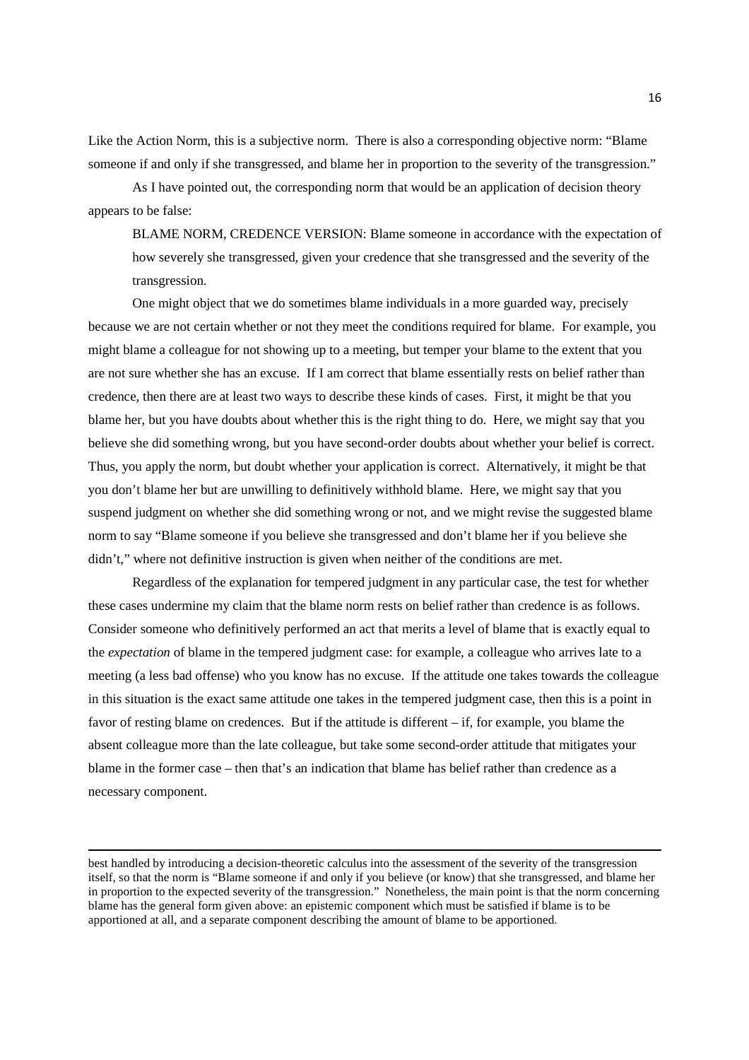Like the Action Norm, this is a subjective norm. There is also a corresponding objective norm: "Blame someone if and only if she transgressed, and blame her in proportion to the severity of the transgression."

As I have pointed out, the corresponding norm that would be an application of decision theory appears to be false:

> BLAME NORM, CREDENCE VERSION: Blame someone in accordance with the expectation of how severely she transgressed, given your credence that she transgressed and the severity of the transgression.

One might object that we do sometimes blame individuals in a more guarded way, precisely because we are not certain whether or not they meet the conditions required for blame. For example, you might blame a colleague for not showing up to a meeting, but temper your blame to the extent that you are not sure whether she has an excuse. If I am correct that blame essentially rests on belief rather than credence, then there are at least two ways to describe these kinds of cases. First, it might be that you blame her, but you have doubts about whether this is the right thing to do. Here, we might say that you believe she did something wrong, but you have second-order doubts about whether your belief is correct. Thus, you apply the norm, but doubt whether your application is correct. Alternatively, it might be that you don't blame her but are unwilling to definitively withhold blame. Here, we might say that you suspend judgment on whether she did something wrong or not, and we might revise the suggested blame norm to say "Blame someone if you believe she transgressed and don't blame her if you believe she didn't," where not definitive instruction is given when neither of the conditions are met.

Regardless of the explanation for tempered judgment in any particular case, the test for whether these cases undermine my claim that the blame norm rests on belief rather than credence is as follows. Consider someone who definitively performed an act that merits a level of blame that is exactly equal to the *expectation* of blame in the tempered judgment case: for example, a colleague who arrives late to a meeting (a less bad offense) who you know has no excuse. If the attitude one takes towards the colleague in this situation is the exact same attitude one takes in the tempered judgment case, then this is a point in favor of resting blame on credences. But if the attitude is different – if, for example, you blame the absent colleague more than the late colleague, but take some second-order attitude that mitigates your blame in the former case – then that's an indication that blame has belief rather than credence as a necessary component.

---

best handled by introducing a decision-theoretic calculus into the assessment of the severity of the transgression itself, so that the norm is "Blame someone if and only if you believe (or know) that she transgressed, and blame her in proportion to the expected severity of the transgression." Nonetheless, the main point is that the norm concerning blame has the general form given above: an epistemic component which must be satisfied if blame is to be apportioned at all, and a separate component describing the amount of blame to be apportioned.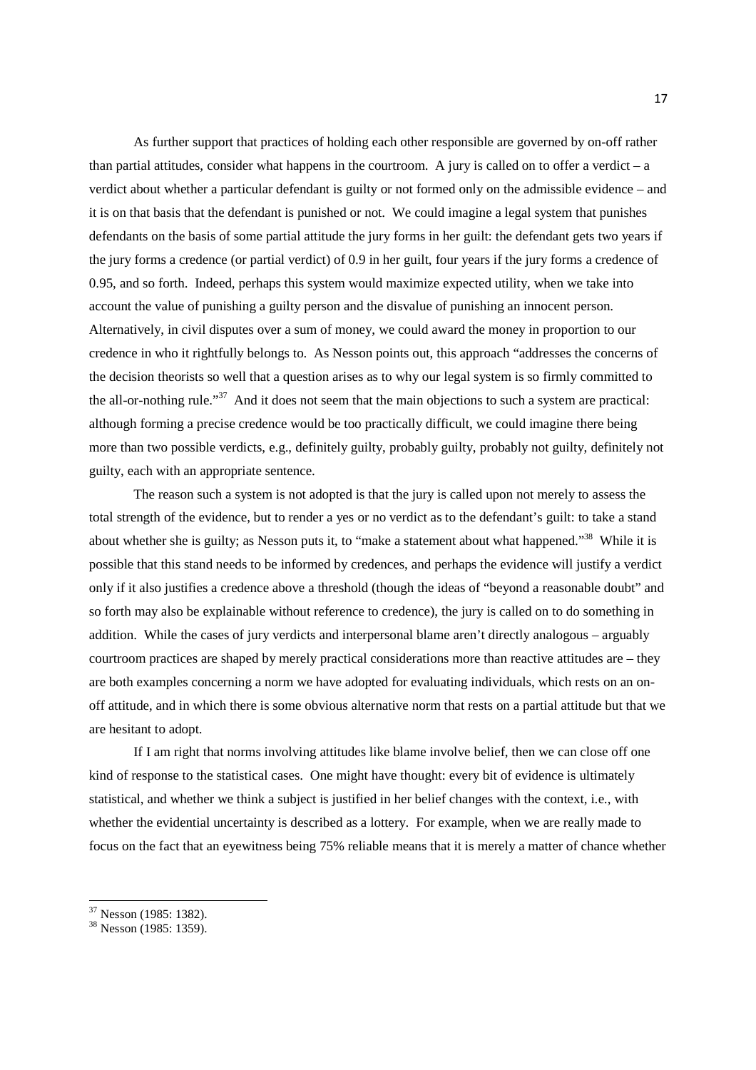As further support that practices of holding each other responsible are governed by on-off rather than partial attitudes, consider what happens in the courtroom. A jury is called on to offer a verdict – a verdict about whether a particular defendant is guilty or not formed only on the admissible evidence – and it is on that basis that the defendant is punished or not. We could imagine a legal system that punishes defendants on the basis of some partial attitude the jury forms in her guilt: the defendant gets two years if the jury forms a credence (or partial verdict) of 0.9 in her guilt, four years if the jury forms a credence of 0.95, and so forth. Indeed, perhaps this system would maximize expected utility, when we take into account the value of punishing a guilty person and the disvalue of punishing an innocent person. Alternatively, in civil disputes over a sum of money, we could award the money in proportion to our credence in who it rightfully belongs to. As Nesson points out, this approach "addresses the concerns of the decision theorists so well that a question arises as to why our legal system is so firmly committed to the all-or-nothing rule."[37] And it does not seem that the main objections to such a system are practical: although forming a precise credence would be too practically difficult, we could imagine there being more than two possible verdicts, e.g., definitely guilty, probably guilty, probably not guilty, definitely not guilty, each with an appropriate sentence.

The reason such a system is not adopted is that the jury is called upon not merely to assess the total strength of the evidence, but to render a yes or no verdict as to the defendant's guilt: to take a stand about whether she is guilty; as Nesson puts it, to "make a statement about what happened."[38] While it is possible that this stand needs to be informed by credences, and perhaps the evidence will justify a verdict only if it also justifies a credence above a threshold (though the ideas of "beyond a reasonable doubt" and so forth may also be explainable without reference to credence), the jury is called on to do something in addition. While the cases of jury verdicts and interpersonal blame aren't directly analogous – arguably courtroom practices are shaped by merely practical considerations more than reactive attitudes are – they are both examples concerning a norm we have adopted for evaluating individuals, which rests on an on-off attitude, and in which there is some obvious alternative norm that rests on a partial attitude but that we are hesitant to adopt.

If I am right that norms involving attitudes like blame involve belief, then we can close off one kind of response to the statistical cases. One might have thought: every bit of evidence is ultimately statistical, and whether we think a subject is justified in her belief changes with the context, i.e., with whether the evidential uncertainty is described as a lottery. For example, when we are really made to focus on the fact that an eyewitness being 75% reliable means that it is merely a matter of chance whether

---

[37] Nesson (1985: 1382).

[38] Nesson (1985: 1359).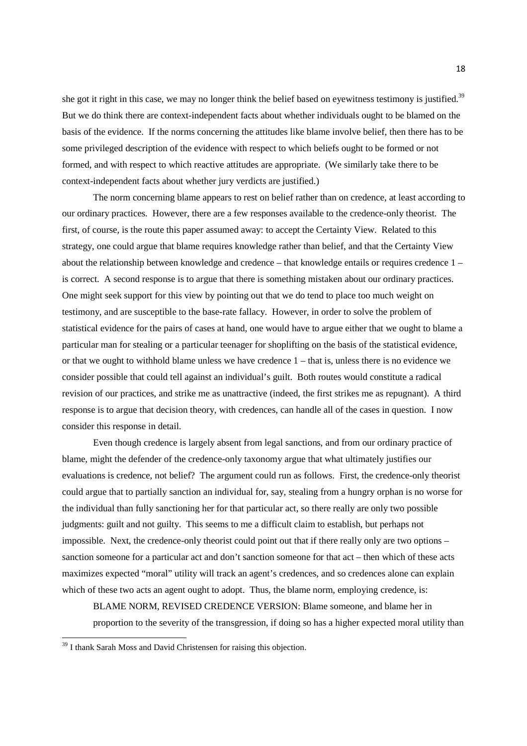she got it right in this case, we may no longer think the belief based on eyewitness testimony is justified.[39] But we do think there are context-independent facts about whether individuals ought to be blamed on the basis of the evidence. If the norms concerning the attitudes like blame involve belief, then there has to be some privileged description of the evidence with respect to which beliefs ought to be formed or not formed, and with respect to which reactive attitudes are appropriate. (We similarly take there to be context-independent facts about whether jury verdicts are justified.)

The norm concerning blame appears to rest on belief rather than on credence, at least according to our ordinary practices. However, there are a few responses available to the credence-only theorist. The first, of course, is the route this paper assumed away: to accept the Certainty View. Related to this strategy, one could argue that blame requires knowledge rather than belief, and that the Certainty View about the relationship between knowledge and credence – that knowledge entails or requires credence 1 – is correct. A second response is to argue that there is something mistaken about our ordinary practices. One might seek support for this view by pointing out that we do tend to place too much weight on testimony, and are susceptible to the base-rate fallacy. However, in order to solve the problem of statistical evidence for the pairs of cases at hand, one would have to argue either that we ought to blame a particular man for stealing or a particular teenager for shoplifting on the basis of the statistical evidence, or that we ought to withhold blame unless we have credence 1 – that is, unless there is no evidence we consider possible that could tell against an individual's guilt. Both routes would constitute a radical revision of our practices, and strike me as unattractive (indeed, the first strikes me as repugnant). A third response is to argue that decision theory, with credences, can handle all of the cases in question. I now consider this response in detail.

Even though credence is largely absent from legal sanctions, and from our ordinary practice of blame, might the defender of the credence-only taxonomy argue that what ultimately justifies our evaluations is credence, not belief? The argument could run as follows. First, the credence-only theorist could argue that to partially sanction an individual for, say, stealing from a hungry orphan is no worse for the individual than fully sanctioning her for that particular act, so there really are only two possible judgments: guilt and not guilty. This seems to me a difficult claim to establish, but perhaps not impossible. Next, the credence-only theorist could point out that if there really only are two options – sanction someone for a particular act and don't sanction someone for that act – then which of these acts maximizes expected "moral" utility will track an agent's credences, and so credences alone can explain which of these two acts an agent ought to adopt. Thus, the blame norm, employing credence, is:

> BLAME NORM, REVISED CREDENCE VERSION: Blame someone, and blame her in proportion to the severity of the transgression, if doing so has a higher expected moral utility than

[39] I thank Sarah Moss and David Christensen for raising this objection.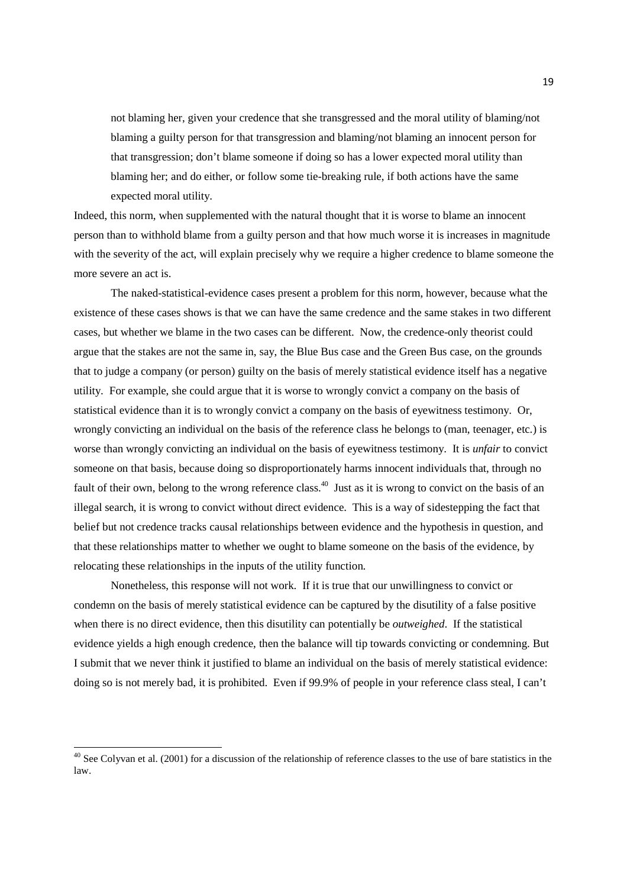> not blaming her, given your credence that she transgressed and the moral utility of blaming/not blaming a guilty person for that transgression and blaming/not blaming an innocent person for that transgression; don't blame someone if doing so has a lower expected moral utility than blaming her; and do either, or follow some tie-breaking rule, if both actions have the same expected moral utility.

Indeed, this norm, when supplemented with the natural thought that it is worse to blame an innocent person than to withhold blame from a guilty person and that how much worse it is increases in magnitude with the severity of the act, will explain precisely why we require a higher credence to blame someone the more severe an act is.

The naked-statistical-evidence cases present a problem for this norm, however, because what the existence of these cases shows is that we can have the same credence and the same stakes in two different cases, but whether we blame in the two cases can be different. Now, the credence-only theorist could argue that the stakes are not the same in, say, the Blue Bus case and the Green Bus case, on the grounds that to judge a company (or person) guilty on the basis of merely statistical evidence itself has a negative utility. For example, she could argue that it is worse to wrongly convict a company on the basis of statistical evidence than it is to wrongly convict a company on the basis of eyewitness testimony. Or, wrongly convicting an individual on the basis of the reference class he belongs to (man, teenager, etc.) is worse than wrongly convicting an individual on the basis of eyewitness testimony. It is *unfair* to convict someone on that basis, because doing so disproportionately harms innocent individuals that, through no fault of their own, belong to the wrong reference class.[40] Just as it is wrong to convict on the basis of an illegal search, it is wrong to convict without direct evidence. This is a way of sidestepping the fact that belief but not credence tracks causal relationships between evidence and the hypothesis in question, and that these relationships matter to whether we ought to blame someone on the basis of the evidence, by relocating these relationships in the inputs of the utility function.

Nonetheless, this response will not work. If it is true that our unwillingness to convict or condemn on the basis of merely statistical evidence can be captured by the disutility of a false positive when there is no direct evidence, then this disutility can potentially be *outweighed*. If the statistical evidence yields a high enough credence, then the balance will tip towards convicting or condemning. But I submit that we never think it justified to blame an individual on the basis of merely statistical evidence: doing so is not merely bad, it is prohibited. Even if 99.9% of people in your reference class steal, I can't

[40] See Colyvan et al. (2001) for a discussion of the relationship of reference classes to the use of bare statistics in the law.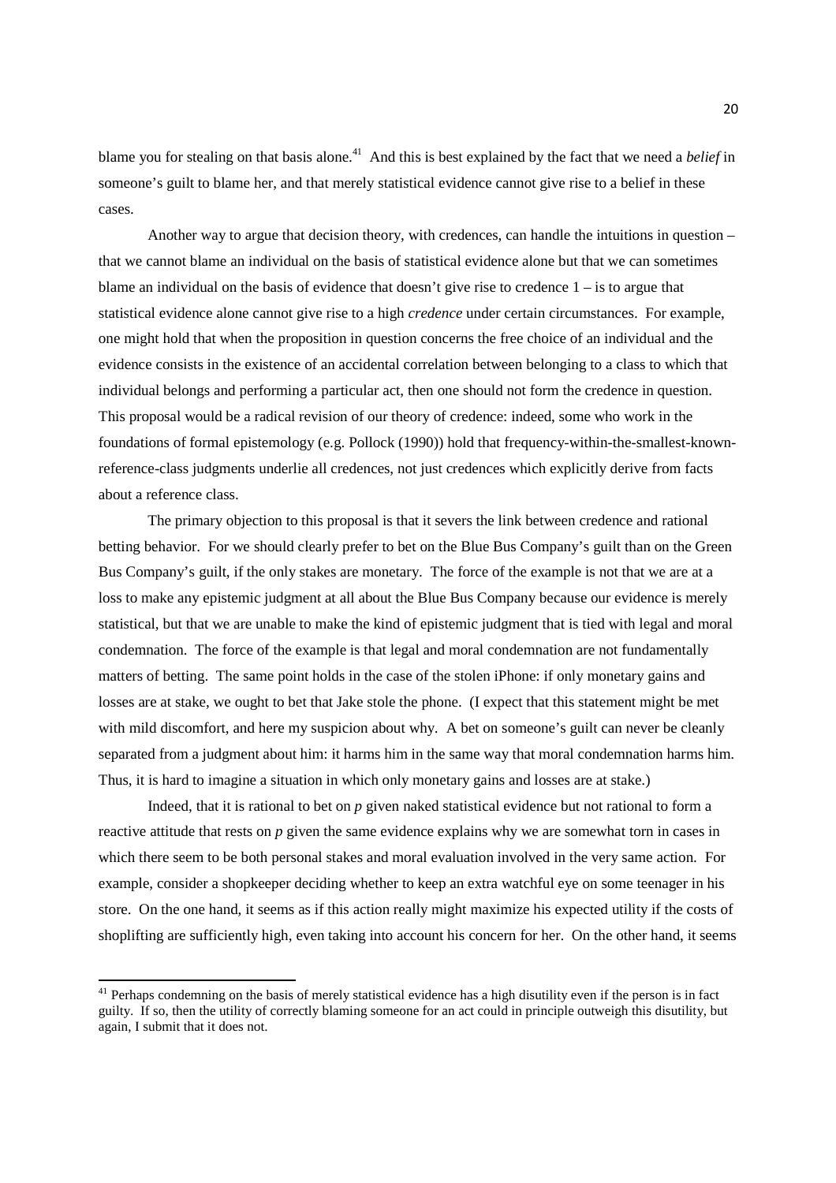blame you for stealing on that basis alone.[41] And this is best explained by the fact that we need a *belief* in someone's guilt to blame her, and that merely statistical evidence cannot give rise to a belief in these cases.

Another way to argue that decision theory, with credences, can handle the intuitions in question – that we cannot blame an individual on the basis of statistical evidence alone but that we can sometimes blame an individual on the basis of evidence that doesn't give rise to credence 1 – is to argue that statistical evidence alone cannot give rise to a high *credence* under certain circumstances. For example, one might hold that when the proposition in question concerns the free choice of an individual and the evidence consists in the existence of an accidental correlation between belonging to a class to which that individual belongs and performing a particular act, then one should not form the credence in question. This proposal would be a radical revision of our theory of credence: indeed, some who work in the foundations of formal epistemology (e.g. Pollock (1990)) hold that frequency-within-the-smallest-known-reference-class judgments underlie all credences, not just credences which explicitly derive from facts about a reference class.

The primary objection to this proposal is that it severs the link between credence and rational betting behavior. For we should clearly prefer to bet on the Blue Bus Company's guilt than on the Green Bus Company's guilt, if the only stakes are monetary. The force of the example is not that we are at a loss to make any epistemic judgment at all about the Blue Bus Company because our evidence is merely statistical, but that we are unable to make the kind of epistemic judgment that is tied with legal and moral condemnation. The force of the example is that legal and moral condemnation are not fundamentally matters of betting. The same point holds in the case of the stolen iPhone: if only monetary gains and losses are at stake, we ought to bet that Jake stole the phone. (I expect that this statement might be met with mild discomfort, and here my suspicion about why. A bet on someone's guilt can never be cleanly separated from a judgment about him: it harms him in the same way that moral condemnation harms him. Thus, it is hard to imagine a situation in which only monetary gains and losses are at stake.)

Indeed, that it is rational to bet on *p* given naked statistical evidence but not rational to form a reactive attitude that rests on *p* given the same evidence explains why we are somewhat torn in cases in which there seem to be both personal stakes and moral evaluation involved in the very same action. For example, consider a shopkeeper deciding whether to keep an extra watchful eye on some teenager in his store. On the one hand, it seems as if this action really might maximize his expected utility if the costs of shoplifting are sufficiently high, even taking into account his concern for her. On the other hand, it seems

[41] Perhaps condemning on the basis of merely statistical evidence has a high disutility even if the person is in fact guilty. If so, then the utility of correctly blaming someone for an act could in principle outweigh this disutility, but again, I submit that it does not.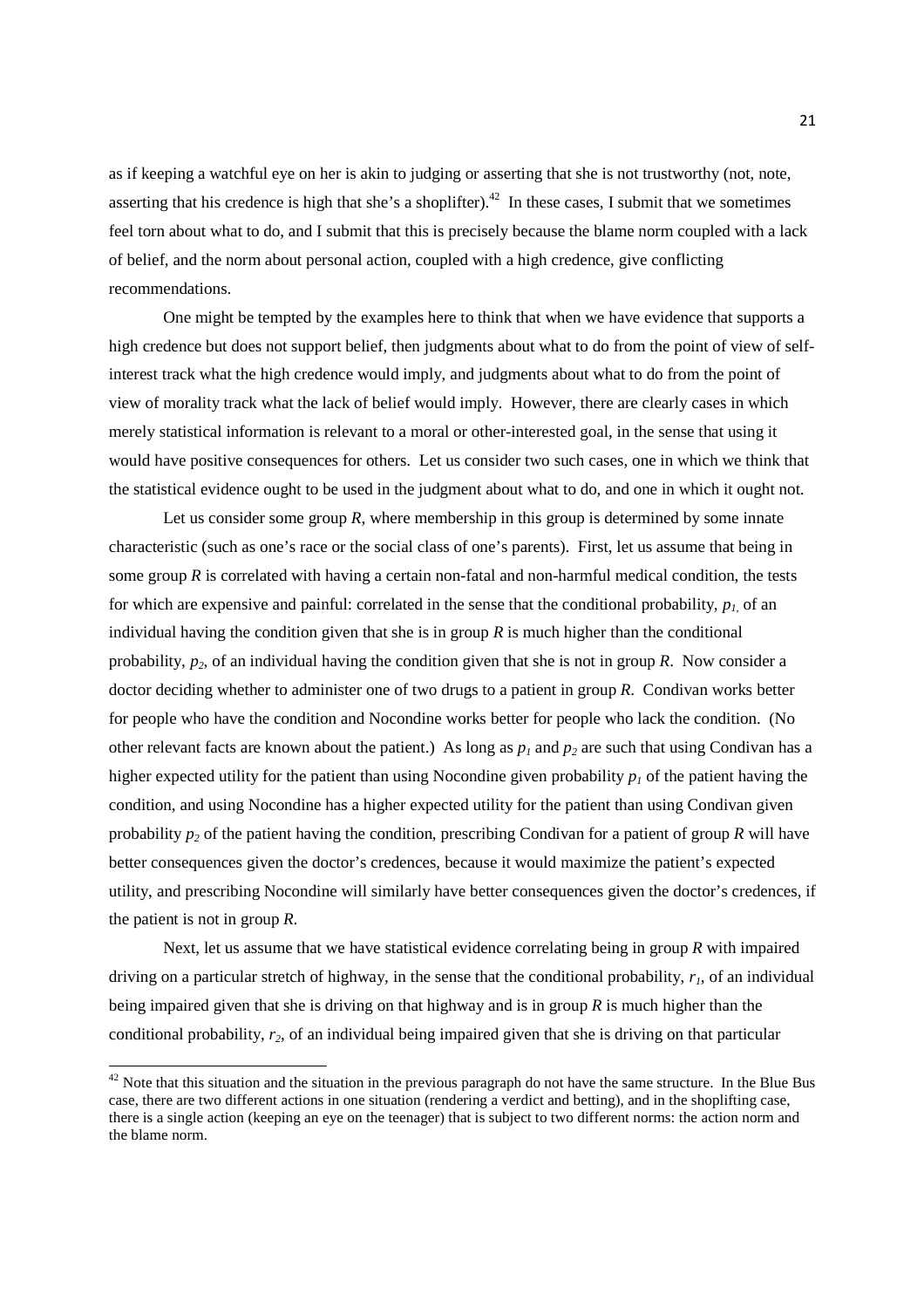as if keeping a watchful eye on her is akin to judging or asserting that she is not trustworthy (not, note, asserting that his credence is high that she's a shoplifter).[42] In these cases, I submit that we sometimes feel torn about what to do, and I submit that this is precisely because the blame norm coupled with a lack of belief, and the norm about personal action, coupled with a high credence, give conflicting recommendations.

One might be tempted by the examples here to think that when we have evidence that supports a high credence but does not support belief, then judgments about what to do from the point of view of self-interest track what the high credence would imply, and judgments about what to do from the point of view of morality track what the lack of belief would imply. However, there are clearly cases in which merely statistical information is relevant to a moral or other-interested goal, in the sense that using it would have positive consequences for others. Let us consider two such cases, one in which we think that the statistical evidence ought to be used in the judgment about what to do, and one in which it ought not.

Let us consider some group *R*, where membership in this group is determined by some innate characteristic (such as one's race or the social class of one's parents). First, let us assume that being in some group *R* is correlated with having a certain non-fatal and non-harmful medical condition, the tests for which are expensive and painful: correlated in the sense that the conditional probability, $p_1$, of an individual having the condition given that she is in group *R* is much higher than the conditional probability, $p_2$, of an individual having the condition given that she is not in group *R*. Now consider a doctor deciding whether to administer one of two drugs to a patient in group *R*. Condivan works better for people who have the condition and Nocondine works better for people who lack the condition. (No other relevant facts are known about the patient.) As long as $p_1$ and $p_2$ are such that using Condivan has a higher expected utility for the patient than using Nocondine given probability $p_1$ of the patient having the condition, and using Nocondine has a higher expected utility for the patient than using Condivan given probability $p_2$ of the patient having the condition, prescribing Condivan for a patient of group *R* will have better consequences given the doctor's credences, because it would maximize the patient's expected utility, and prescribing Nocondine will similarly have better consequences given the doctor's credences, if the patient is not in group *R*.

Next, let us assume that we have statistical evidence correlating being in group *R* with impaired driving on a particular stretch of highway, in the sense that the conditional probability, $r_1$, of an individual being impaired given that she is driving on that highway and is in group *R* is much higher than the conditional probability, $r_2$, of an individual being impaired given that she is driving on that particular

[42] Note that this situation and the situation in the previous paragraph do not have the same structure. In the Blue Bus case, there are two different actions in one situation (rendering a verdict and betting), and in the shoplifting case, there is a single action (keeping an eye on the teenager) that is subject to two different norms: the action norm and the blame norm.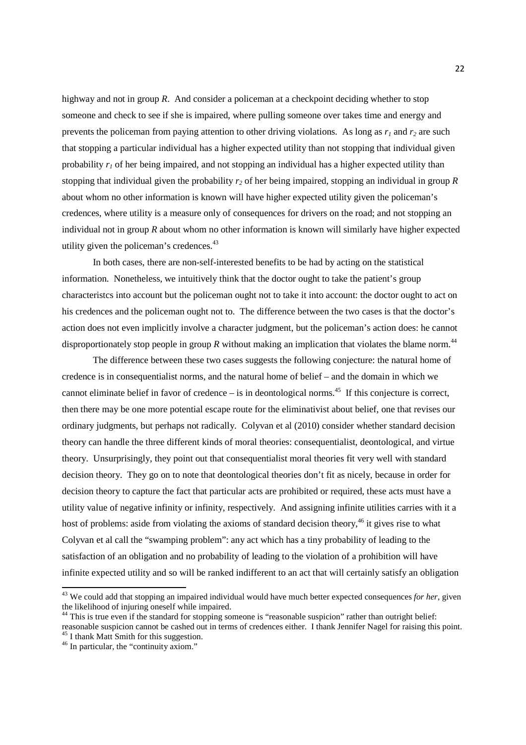highway and not in group *R*. And consider a policeman at a checkpoint deciding whether to stop someone and check to see if she is impaired, where pulling someone over takes time and energy and prevents the policeman from paying attention to other driving violations. As long as $r_1$ and $r_2$ are such that stopping a particular individual has a higher expected utility than not stopping that individual given probability $r_1$ of her being impaired, and not stopping an individual has a higher expected utility than stopping that individual given the probability $r_2$ of her being impaired, stopping an individual in group *R* about whom no other information is known will have higher expected utility given the policeman's credences, where utility is a measure only of consequences for drivers on the road; and not stopping an individual not in group *R* about whom no other information is known will similarly have higher expected utility given the policeman's credences.[43]

In both cases, there are non-self-interested benefits to be had by acting on the statistical information. Nonetheless, we intuitively think that the doctor ought to take the patient's group characteristcs into account but the policeman ought not to take it into account: the doctor ought to act on his credences and the policeman ought not to. The difference between the two cases is that the doctor's action does not even implicitly involve a character judgment, but the policeman's action does: he cannot disproportionately stop people in group *R* without making an implication that violates the blame norm.[44]

The difference between these two cases suggests the following conjecture: the natural home of credence is in consequentialist norms, and the natural home of belief – and the domain in which we cannot eliminate belief in favor of credence – is in deontological norms.[45] If this conjecture is correct, then there may be one more potential escape route for the eliminativist about belief, one that revises our ordinary judgments, but perhaps not radically. Colyvan et al (2010) consider whether standard decision theory can handle the three different kinds of moral theories: consequentialist, deontological, and virtue theory. Unsurprisingly, they point out that consequentialist moral theories fit very well with standard decision theory. They go on to note that deontological theories don't fit as nicely, because in order for decision theory to capture the fact that particular acts are prohibited or required, these acts must have a utility value of negative infinity or infinity, respectively. And assigning infinite utilities carries with it a host of problems: aside from violating the axioms of standard decision theory,[46] it gives rise to what Colyvan et al call the "swamping problem": any act which has a tiny probability of leading to the satisfaction of an obligation and no probability of leading to the violation of a prohibition will have infinite expected utility and so will be ranked indifferent to an act that will certainly satisfy an obligation

---

[43] We could add that stopping an impaired individual would have much better expected consequences *for her*, given the likelihood of injuring oneself while impaired.

[44] This is true even if the standard for stopping someone is "reasonable suspicion" rather than outright belief: reasonable suspicion cannot be cashed out in terms of credences either. I thank Jennifer Nagel for raising this point.

[45] I thank Matt Smith for this suggestion.

[46] In particular, the "continuity axiom."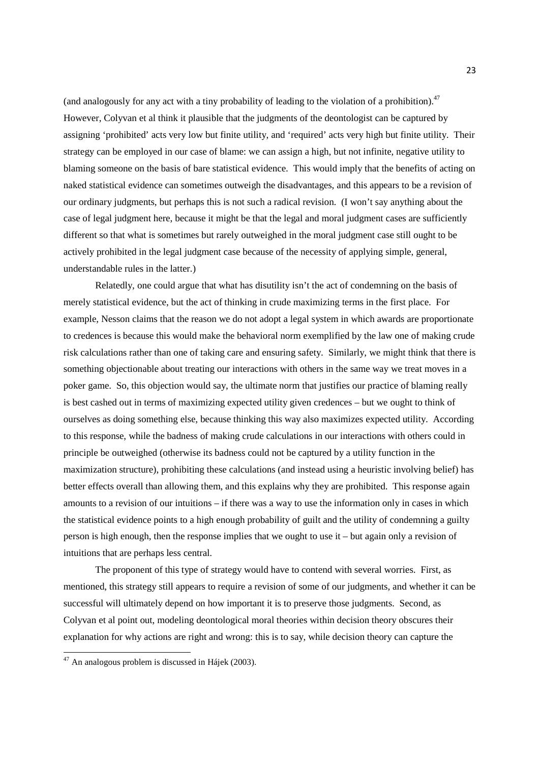(and analogously for any act with a tiny probability of leading to the violation of a prohibition).[47] However, Colyvan et al think it plausible that the judgments of the deontologist can be captured by assigning 'prohibited' acts very low but finite utility, and 'required' acts very high but finite utility. Their strategy can be employed in our case of blame: we can assign a high, but not infinite, negative utility to blaming someone on the basis of bare statistical evidence. This would imply that the benefits of acting on naked statistical evidence can sometimes outweigh the disadvantages, and this appears to be a revision of our ordinary judgments, but perhaps this is not such a radical revision. (I won't say anything about the case of legal judgment here, because it might be that the legal and moral judgment cases are sufficiently different so that what is sometimes but rarely outweighed in the moral judgment case still ought to be actively prohibited in the legal judgment case because of the necessity of applying simple, general, understandable rules in the latter.)

Relatedly, one could argue that what has disutility isn't the act of condemning on the basis of merely statistical evidence, but the act of thinking in crude maximizing terms in the first place. For example, Nesson claims that the reason we do not adopt a legal system in which awards are proportionate to credences is because this would make the behavioral norm exemplified by the law one of making crude risk calculations rather than one of taking care and ensuring safety. Similarly, we might think that there is something objectionable about treating our interactions with others in the same way we treat moves in a poker game. So, this objection would say, the ultimate norm that justifies our practice of blaming really is best cashed out in terms of maximizing expected utility given credences – but we ought to think of ourselves as doing something else, because thinking this way also maximizes expected utility. According to this response, while the badness of making crude calculations in our interactions with others could in principle be outweighed (otherwise its badness could not be captured by a utility function in the maximization structure), prohibiting these calculations (and instead using a heuristic involving belief) has better effects overall than allowing them, and this explains why they are prohibited. This response again amounts to a revision of our intuitions – if there was a way to use the information only in cases in which the statistical evidence points to a high enough probability of guilt and the utility of condemning a guilty person is high enough, then the response implies that we ought to use it – but again only a revision of intuitions that are perhaps less central.

The proponent of this type of strategy would have to contend with several worries. First, as mentioned, this strategy still appears to require a revision of some of our judgments, and whether it can be successful will ultimately depend on how important it is to preserve those judgments. Second, as Colyvan et al point out, modeling deontological moral theories within decision theory obscures their explanation for why actions are right and wrong: this is to say, while decision theory can capture the

[47] An analogous problem is discussed in Hájek (2003).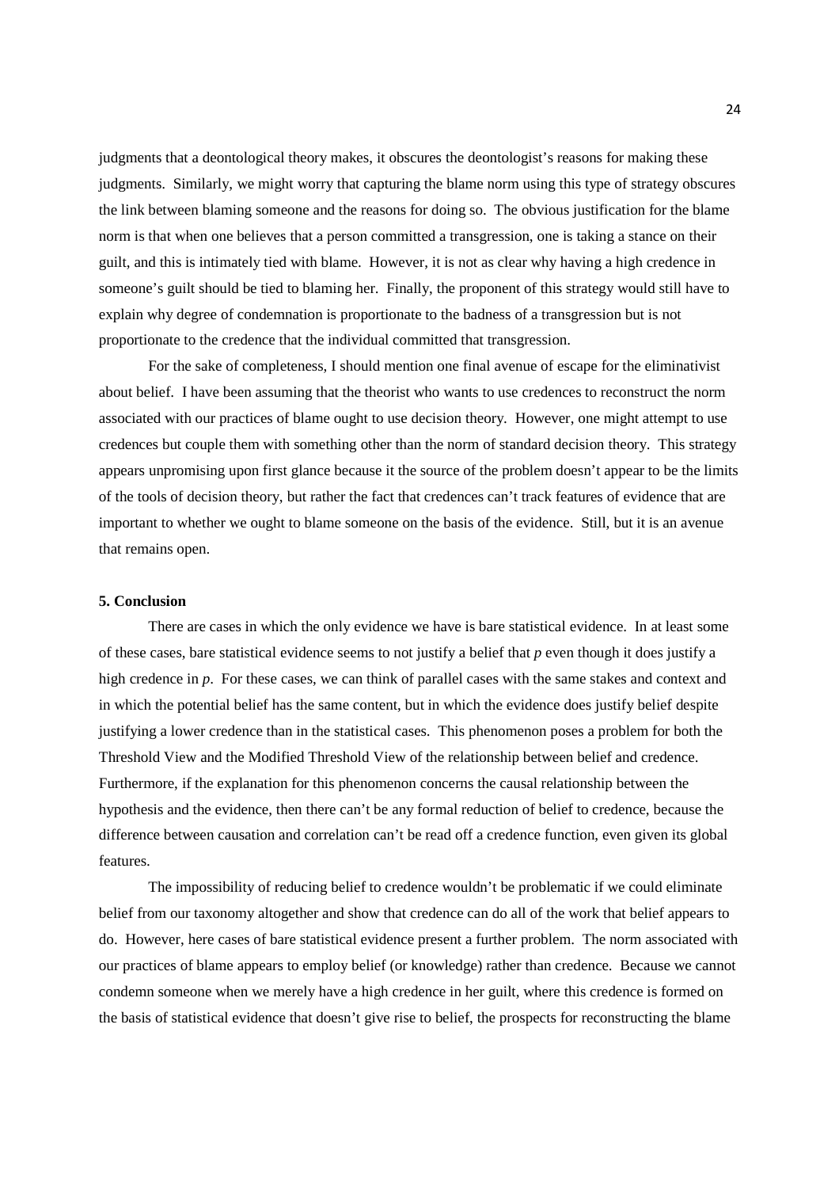judgments that a deontological theory makes, it obscures the deontologist's reasons for making these judgments. Similarly, we might worry that capturing the blame norm using this type of strategy obscures the link between blaming someone and the reasons for doing so. The obvious justification for the blame norm is that when one believes that a person committed a transgression, one is taking a stance on their guilt, and this is intimately tied with blame. However, it is not as clear why having a high credence in someone's guilt should be tied to blaming her. Finally, the proponent of this strategy would still have to explain why degree of condemnation is proportionate to the badness of a transgression but is not proportionate to the credence that the individual committed that transgression.

For the sake of completeness, I should mention one final avenue of escape for the eliminativist about belief. I have been assuming that the theorist who wants to use credences to reconstruct the norm associated with our practices of blame ought to use decision theory. However, one might attempt to use credences but couple them with something other than the norm of standard decision theory. This strategy appears unpromising upon first glance because it the source of the problem doesn't appear to be the limits of the tools of decision theory, but rather the fact that credences can't track features of evidence that are important to whether we ought to blame someone on the basis of the evidence. Still, but it is an avenue that remains open.

**5. Conclusion**

There are cases in which the only evidence we have is bare statistical evidence. In at least some of these cases, bare statistical evidence seems to not justify a belief that *p* even though it does justify a high credence in *p*. For these cases, we can think of parallel cases with the same stakes and context and in which the potential belief has the same content, but in which the evidence does justify belief despite justifying a lower credence than in the statistical cases. This phenomenon poses a problem for both the Threshold View and the Modified Threshold View of the relationship between belief and credence. Furthermore, if the explanation for this phenomenon concerns the causal relationship between the hypothesis and the evidence, then there can't be any formal reduction of belief to credence, because the difference between causation and correlation can't be read off a credence function, even given its global features.

The impossibility of reducing belief to credence wouldn't be problematic if we could eliminate belief from our taxonomy altogether and show that credence can do all of the work that belief appears to do. However, here cases of bare statistical evidence present a further problem. The norm associated with our practices of blame appears to employ belief (or knowledge) rather than credence. Because we cannot condemn someone when we merely have a high credence in her guilt, where this credence is formed on the basis of statistical evidence that doesn't give rise to belief, the prospects for reconstructing the blame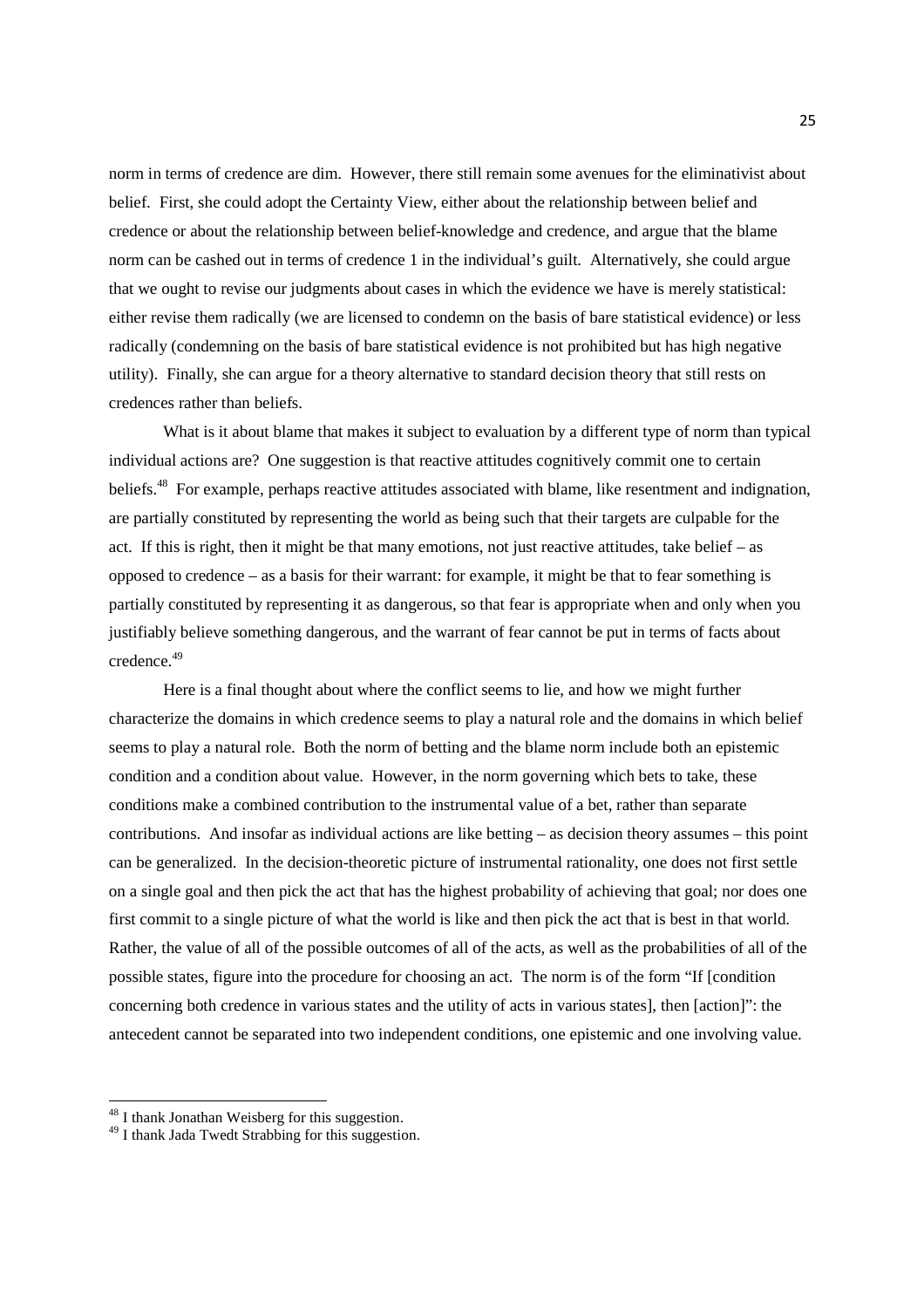norm in terms of credence are dim. However, there still remain some avenues for the eliminativist about belief. First, she could adopt the Certainty View, either about the relationship between belief and credence or about the relationship between belief-knowledge and credence, and argue that the blame norm can be cashed out in terms of credence 1 in the individual's guilt. Alternatively, she could argue that we ought to revise our judgments about cases in which the evidence we have is merely statistical: either revise them radically (we are licensed to condemn on the basis of bare statistical evidence) or less radically (condemning on the basis of bare statistical evidence is not prohibited but has high negative utility). Finally, she can argue for a theory alternative to standard decision theory that still rests on credences rather than beliefs.

What is it about blame that makes it subject to evaluation by a different type of norm than typical individual actions are? One suggestion is that reactive attitudes cognitively commit one to certain beliefs.[48] For example, perhaps reactive attitudes associated with blame, like resentment and indignation, are partially constituted by representing the world as being such that their targets are culpable for the act. If this is right, then it might be that many emotions, not just reactive attitudes, take belief – as opposed to credence – as a basis for their warrant: for example, it might be that to fear something is partially constituted by representing it as dangerous, so that fear is appropriate when and only when you justifiably believe something dangerous, and the warrant of fear cannot be put in terms of facts about credence.[49]

Here is a final thought about where the conflict seems to lie, and how we might further characterize the domains in which credence seems to play a natural role and the domains in which belief seems to play a natural role. Both the norm of betting and the blame norm include both an epistemic condition and a condition about value. However, in the norm governing which bets to take, these conditions make a combined contribution to the instrumental value of a bet, rather than separate contributions. And insofar as individual actions are like betting – as decision theory assumes – this point can be generalized. In the decision-theoretic picture of instrumental rationality, one does not first settle on a single goal and then pick the act that has the highest probability of achieving that goal; nor does one first commit to a single picture of what the world is like and then pick the act that is best in that world. Rather, the value of all of the possible outcomes of all of the acts, as well as the probabilities of all of the possible states, figure into the procedure for choosing an act. The norm is of the form "If [condition concerning both credence in various states and the utility of acts in various states], then [action]": the antecedent cannot be separated into two independent conditions, one epistemic and one involving value.

---

[48] I thank Jonathan Weisberg for this suggestion.

[49] I thank Jada Twedt Strabbing for this suggestion.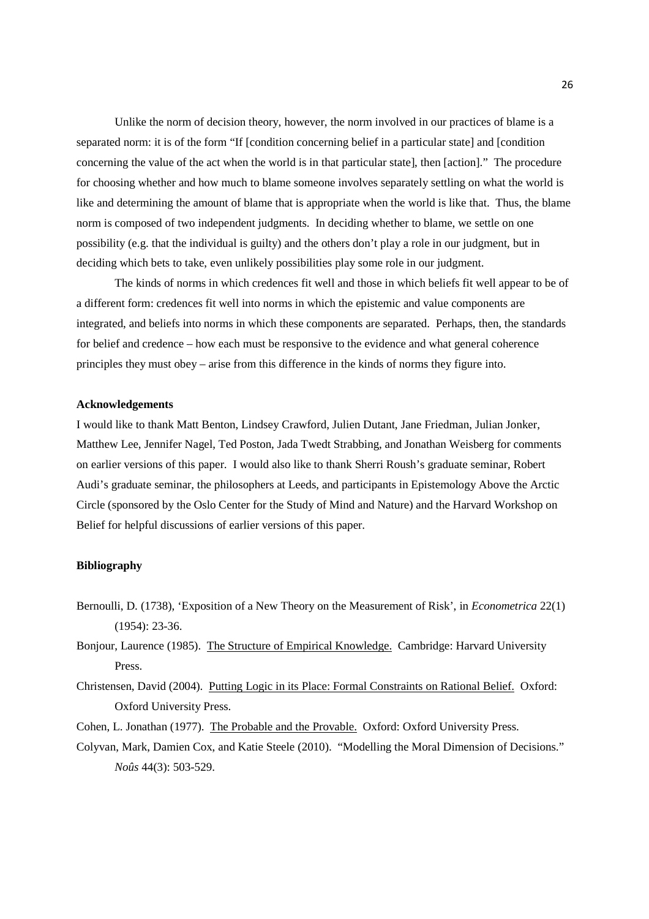Unlike the norm of decision theory, however, the norm involved in our practices of blame is a separated norm: it is of the form "If [condition concerning belief in a particular state] and [condition concerning the value of the act when the world is in that particular state], then [action]." The procedure for choosing whether and how much to blame someone involves separately settling on what the world is like and determining the amount of blame that is appropriate when the world is like that. Thus, the blame norm is composed of two independent judgments. In deciding whether to blame, we settle on one possibility (e.g. that the individual is guilty) and the others don't play a role in our judgment, but in deciding which bets to take, even unlikely possibilities play some role in our judgment.

The kinds of norms in which credences fit well and those in which beliefs fit well appear to be of a different form: credences fit well into norms in which the epistemic and value components are integrated, and beliefs into norms in which these components are separated. Perhaps, then, the standards for belief and credence – how each must be responsive to the evidence and what general coherence principles they must obey – arise from this difference in the kinds of norms they figure into.

**Acknowledgements**

I would like to thank Matt Benton, Lindsey Crawford, Julien Dutant, Jane Friedman, Julian Jonker, Matthew Lee, Jennifer Nagel, Ted Poston, Jada Twedt Strabbing, and Jonathan Weisberg for comments on earlier versions of this paper. I would also like to thank Sherri Roush's graduate seminar, Robert Audi's graduate seminar, the philosophers at Leeds, and participants in Epistemology Above the Arctic Circle (sponsored by the Oslo Center for the Study of Mind and Nature) and the Harvard Workshop on Belief for helpful discussions of earlier versions of this paper.

**Bibliography**

Bernoulli, D. (1738), 'Exposition of a New Theory on the Measurement of Risk', in *Econometrica* 22(1) (1954): 23-36.

Bonjour, Laurence (1985). The Structure of Empirical Knowledge. Cambridge: Harvard University Press.

Christensen, David (2004). Putting Logic in its Place: Formal Constraints on Rational Belief. Oxford: Oxford University Press.

Cohen, L. Jonathan (1977). The Probable and the Provable. Oxford: Oxford University Press.

Colyvan, Mark, Damien Cox, and Katie Steele (2010). "Modelling the Moral Dimension of Decisions." *Noûs* 44(3): 503-529.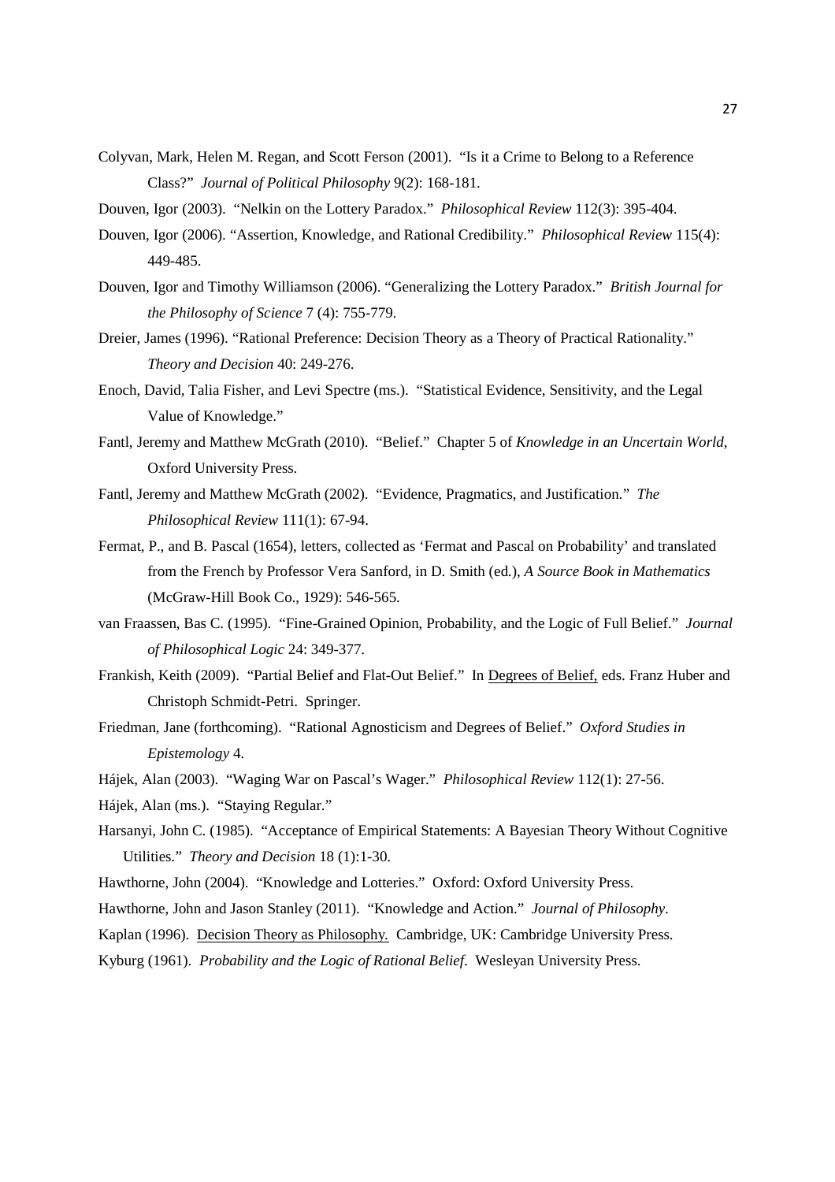Colyvan, Mark, Helen M. Regan, and Scott Ferson (2001). "Is it a Crime to Belong to a Reference Class?" *Journal of Political Philosophy* 9(2): 168-181.

Douven, Igor (2003). "Nelkin on the Lottery Paradox." *Philosophical Review* 112(3): 395-404.

Douven, Igor (2006). "Assertion, Knowledge, and Rational Credibility." *Philosophical Review* 115(4): 449-485.

Douven, Igor and Timothy Williamson (2006). "Generalizing the Lottery Paradox." *British Journal for the Philosophy of Science* 7 (4): 755-779.

Dreier, James (1996). "Rational Preference: Decision Theory as a Theory of Practical Rationality." *Theory and Decision* 40: 249-276.

Enoch, David, Talia Fisher, and Levi Spectre (ms.). "Statistical Evidence, Sensitivity, and the Legal Value of Knowledge."

Fantl, Jeremy and Matthew McGrath (2010). "Belief." Chapter 5 of *Knowledge in an Uncertain World*, Oxford University Press.

Fantl, Jeremy and Matthew McGrath (2002). "Evidence, Pragmatics, and Justification." *The Philosophical Review* 111(1): 67-94.

Fermat, P., and B. Pascal (1654), letters, collected as 'Fermat and Pascal on Probability' and translated from the French by Professor Vera Sanford, in D. Smith (ed.), *A Source Book in Mathematics* (McGraw-Hill Book Co., 1929): 546-565.

van Fraassen, Bas C. (1995). "Fine-Grained Opinion, Probability, and the Logic of Full Belief." *Journal of Philosophical Logic* 24: 349-377.

Frankish, Keith (2009). "Partial Belief and Flat-Out Belief." In Degrees of Belief, eds. Franz Huber and Christoph Schmidt-Petri. Springer.

Friedman, Jane (forthcoming). "Rational Agnosticism and Degrees of Belief." *Oxford Studies in Epistemology* 4.

Hájek, Alan (2003). "Waging War on Pascal's Wager." *Philosophical Review* 112(1): 27-56.

Hájek, Alan (ms.). "Staying Regular."

Harsanyi, John C. (1985). "Acceptance of Empirical Statements: A Bayesian Theory Without Cognitive Utilities." *Theory and Decision* 18 (1):1-30.

Hawthorne, John (2004). "Knowledge and Lotteries." Oxford: Oxford University Press.

Hawthorne, John and Jason Stanley (2011). "Knowledge and Action." *Journal of Philosophy*.

Kaplan (1996). Decision Theory as Philosophy. Cambridge, UK: Cambridge University Press.

Kyburg (1961). *Probability and the Logic of Rational Belief*. Wesleyan University Press.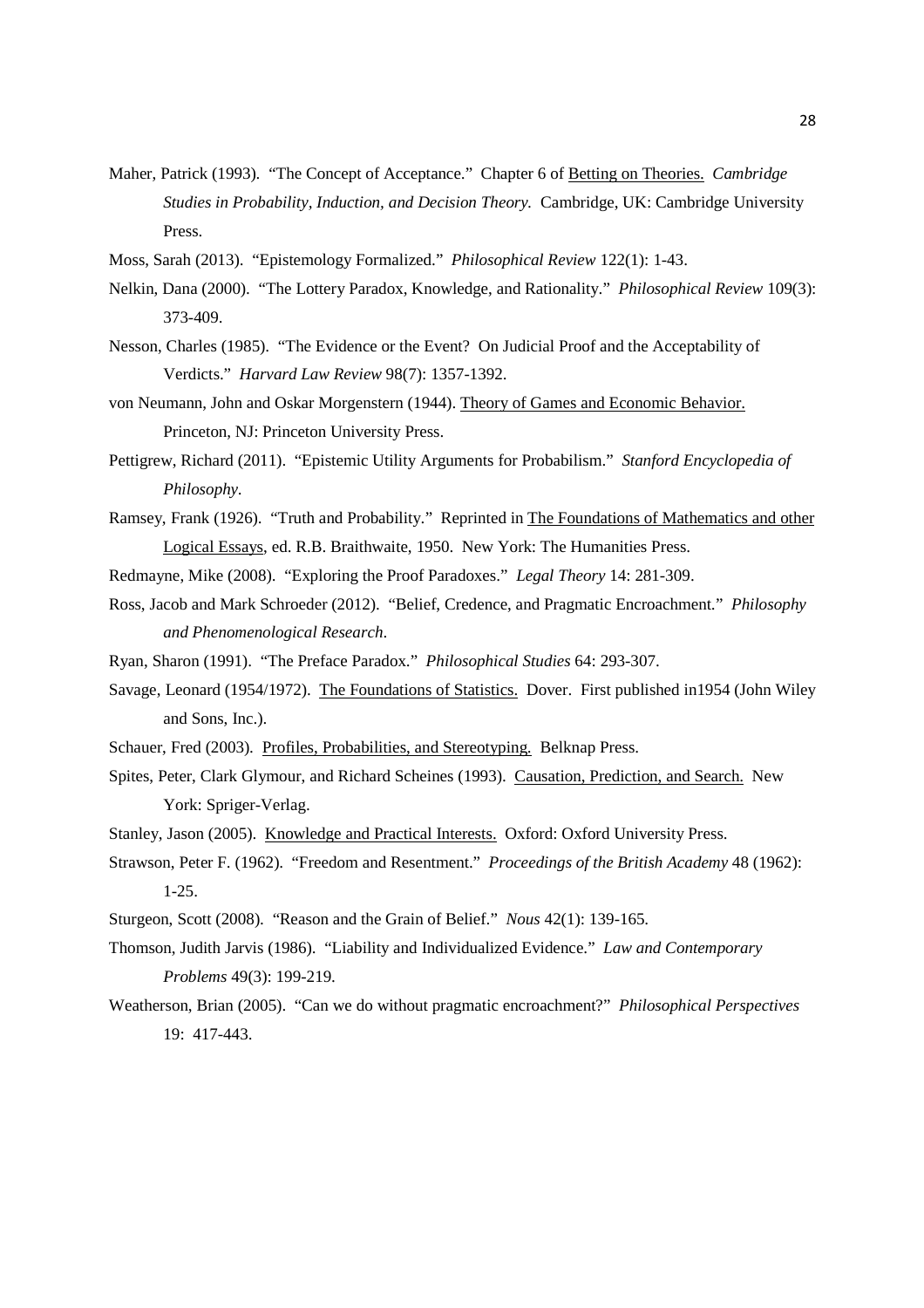Maher, Patrick (1993). "The Concept of Acceptance." Chapter 6 of <u>Betting on Theories.</u> *Cambridge Studies in Probability, Induction, and Decision Theory.* Cambridge, UK: Cambridge University Press.

Moss, Sarah (2013). "Epistemology Formalized." *Philosophical Review* 122(1): 1-43.

Nelkin, Dana (2000). "The Lottery Paradox, Knowledge, and Rationality." *Philosophical Review* 109(3): 373-409.

Nesson, Charles (1985). "The Evidence or the Event? On Judicial Proof and the Acceptability of Verdicts." *Harvard Law Review* 98(7): 1357-1392.

von Neumann, John and Oskar Morgenstern (1944). <u>Theory of Games and Economic Behavior.</u> Princeton, NJ: Princeton University Press.

Pettigrew, Richard (2011). "Epistemic Utility Arguments for Probabilism." *Stanford Encyclopedia of Philosophy*.

Ramsey, Frank (1926). "Truth and Probability." Reprinted in <u>The Foundations of Mathematics and other Logical Essays</u>, ed. R.B. Braithwaite, 1950. New York: The Humanities Press.

Redmayne, Mike (2008). "Exploring the Proof Paradoxes." *Legal Theory* 14: 281-309.

Ross, Jacob and Mark Schroeder (2012). "Belief, Credence, and Pragmatic Encroachment." *Philosophy and Phenomenological Research*.

Ryan, Sharon (1991). "The Preface Paradox." *Philosophical Studies* 64: 293-307.

Savage, Leonard (1954/1972). <u>The Foundations of Statistics.</u> Dover. First published in1954 (John Wiley and Sons, Inc.).

Schauer, Fred (2003). <u>Profiles, Probabilities, and Stereotyping.</u> Belknap Press.

Spites, Peter, Clark Glymour, and Richard Scheines (1993). <u>Causation, Prediction, and Search.</u> New York: Spriger-Verlag.

Stanley, Jason (2005). <u>Knowledge and Practical Interests.</u> Oxford: Oxford University Press.

Strawson, Peter F. (1962). "Freedom and Resentment." *Proceedings of the British Academy* 48 (1962): 1-25.

Sturgeon, Scott (2008). "Reason and the Grain of Belief." *Nous* 42(1): 139-165.

Thomson, Judith Jarvis (1986). "Liability and Individualized Evidence." *Law and Contemporary Problems* 49(3): 199-219.

Weatherson, Brian (2005). "Can we do without pragmatic encroachment?" *Philosophical Perspectives* 19: 417-443.